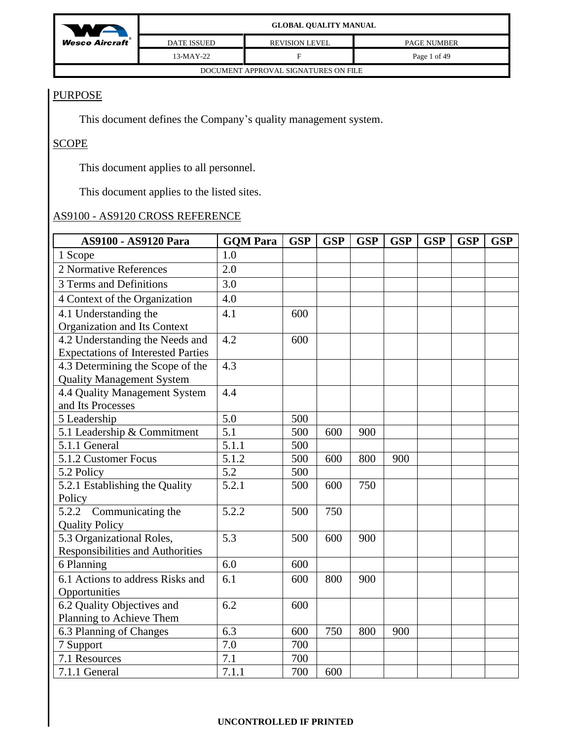## PURPOSE

This document defines the Company's quality management system.

## SCOPE

This document applies to all personnel.

This document applies to the listed sites.

## AS9100 - AS9120 CROSS REFERENCE

| AS9100 - AS9120 Para | GQM Para | GSP | GSP | GSP | GSP | GSP | GSP | GSP |
|---|---|---|---|---|---|---|---|---|
| 1 Scope | 1.0 | | | | | | | |
| 2 Normative References | 2.0 | | | | | | | |
| 3 Terms and Definitions | 3.0 | | | | | | | |
| 4 Context of the Organization | 4.0 | | | | | | | |
| 4.1 Understanding the Organization and Its Context | 4.1 | 600 | | | | | | |
| 4.2 Understanding the Needs and Expectations of Interested Parties | 4.2 | 600 | | | | | | |
| 4.3 Determining the Scope of the Quality Management System | 4.3 | | | | | | | |
| 4.4 Quality Management System and Its Processes | 4.4 | | | | | | | |
| 5 Leadership | 5.0 | 500 | | | | | | |
| 5.1 Leadership & Commitment | 5.1 | 500 | 600 | 900 | | | | |
| 5.1.1 General | 5.1.1 | 500 | | | | | | |
| 5.1.2 Customer Focus | 5.1.2 | 500 | 600 | 800 | 900 | | | |
| 5.2 Policy | 5.2 | 500 | | | | | | |
| 5.2.1 Establishing the Quality Policy | 5.2.1 | 500 | 600 | 750 | | | | |
| 5.2.2 Communicating the Quality Policy | 5.2.2 | 500 | 750 | | | | | |
| 5.3 Organizational Roles, Responsibilities and Authorities | 5.3 | 500 | 600 | 900 | | | | |
| 6 Planning | 6.0 | 600 | | | | | | |
| 6.1 Actions to address Risks and Opportunities | 6.1 | 600 | 800 | 900 | | | | |
| 6.2 Quality Objectives and Planning to Achieve Them | 6.2 | 600 | | | | | | |
| 6.3 Planning of Changes | 6.3 | 600 | 750 | 800 | 900 | | | |
| 7 Support | 7.0 | 700 | | | | | | |
| 7.1 Resources | 7.1 | 700 | | | | | | |
| 7.1.1 General | 7.1.1 | 700 | 600 | | | | | |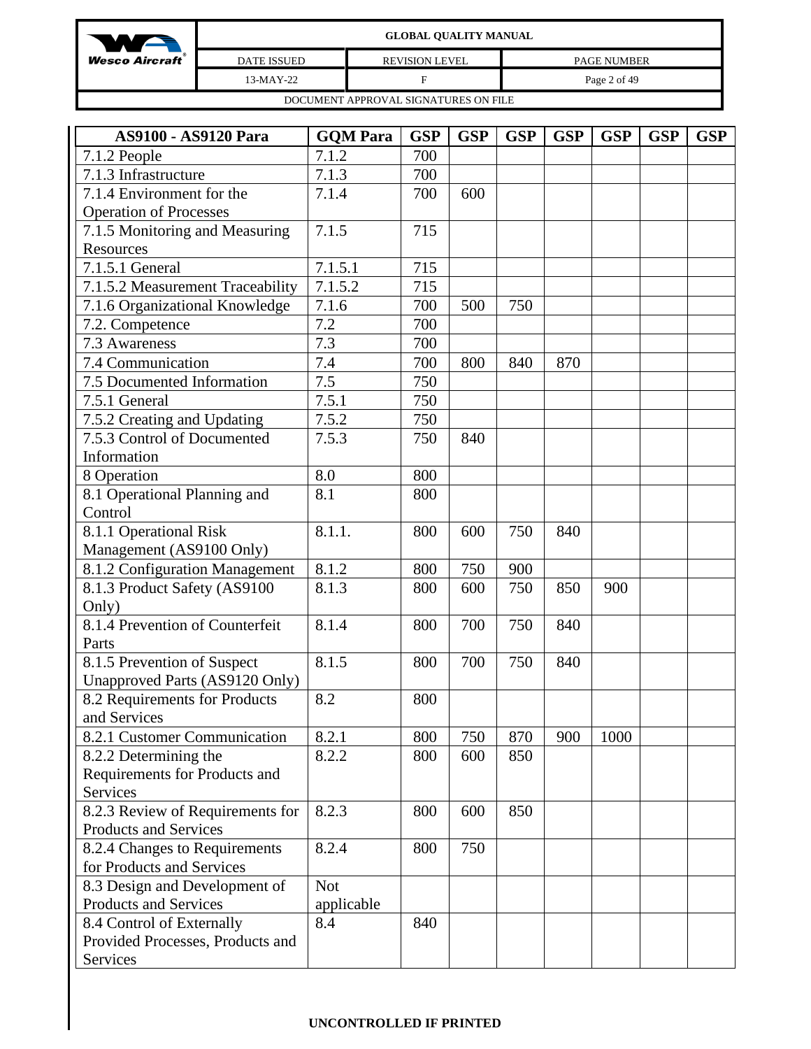| AS9100 - AS9120 Para | GQM Para | GSP | GSP | GSP | GSP | GSP | GSP | GSP |
|---|---|---|---|---|---|---|---|---|
| 7.1.2 People | 7.1.2 | 700 | | | | | | |
| 7.1.3 Infrastructure | 7.1.3 | 700 | | | | | | |
| 7.1.4 Environment for the Operation of Processes | 7.1.4 | 700 | 600 | | | | | |
| 7.1.5 Monitoring and Measuring Resources | 7.1.5 | 715 | | | | | | |
| 7.1.5.1 General | 7.1.5.1 | 715 | | | | | | |
| 7.1.5.2 Measurement Traceability | 7.1.5.2 | 715 | | | | | | |
| 7.1.6 Organizational Knowledge | 7.1.6 | 700 | 500 | 750 | | | | |
| 7.2. Competence | 7.2 | 700 | | | | | | |
| 7.3 Awareness | 7.3 | 700 | | | | | | |
| 7.4 Communication | 7.4 | 700 | 800 | 840 | 870 | | | |
| 7.5 Documented Information | 7.5 | 750 | | | | | | |
| 7.5.1 General | 7.5.1 | 750 | | | | | | |
| 7.5.2 Creating and Updating | 7.5.2 | 750 | | | | | | |
| 7.5.3 Control of Documented Information | 7.5.3 | 750 | 840 | | | | | |
| 8 Operation | 8.0 | 800 | | | | | | |
| 8.1 Operational Planning and Control | 8.1 | 800 | | | | | | |
| 8.1.1 Operational Risk Management (AS9100 Only) | 8.1.1. | 800 | 600 | 750 | 840 | | | |
| 8.1.2 Configuration Management | 8.1.2 | 800 | 750 | 900 | | | | |
| 8.1.3 Product Safety (AS9100 Only) | 8.1.3 | 800 | 600 | 750 | 850 | 900 | | |
| 8.1.4 Prevention of Counterfeit Parts | 8.1.4 | 800 | 700 | 750 | 840 | | | |
| 8.1.5 Prevention of Suspect Unapproved Parts (AS9120 Only) | 8.1.5 | 800 | 700 | 750 | 840 | | | |
| 8.2 Requirements for Products and Services | 8.2 | 800 | | | | | | |
| 8.2.1 Customer Communication | 8.2.1 | 800 | 750 | 870 | 900 | 1000 | | |
| 8.2.2 Determining the Requirements for Products and Services | 8.2.2 | 800 | 600 | 850 | | | | |
| 8.2.3 Review of Requirements for Products and Services | 8.2.3 | 800 | 600 | 850 | | | | |
| 8.2.4 Changes to Requirements for Products and Services | 8.2.4 | 800 | 750 | | | | | |
| 8.3 Design and Development of Products and Services | Not applicable | | | | | | | |
| 8.4 Control of Externally Provided Processes, Products and Services | 8.4 | 840 | | | | | | |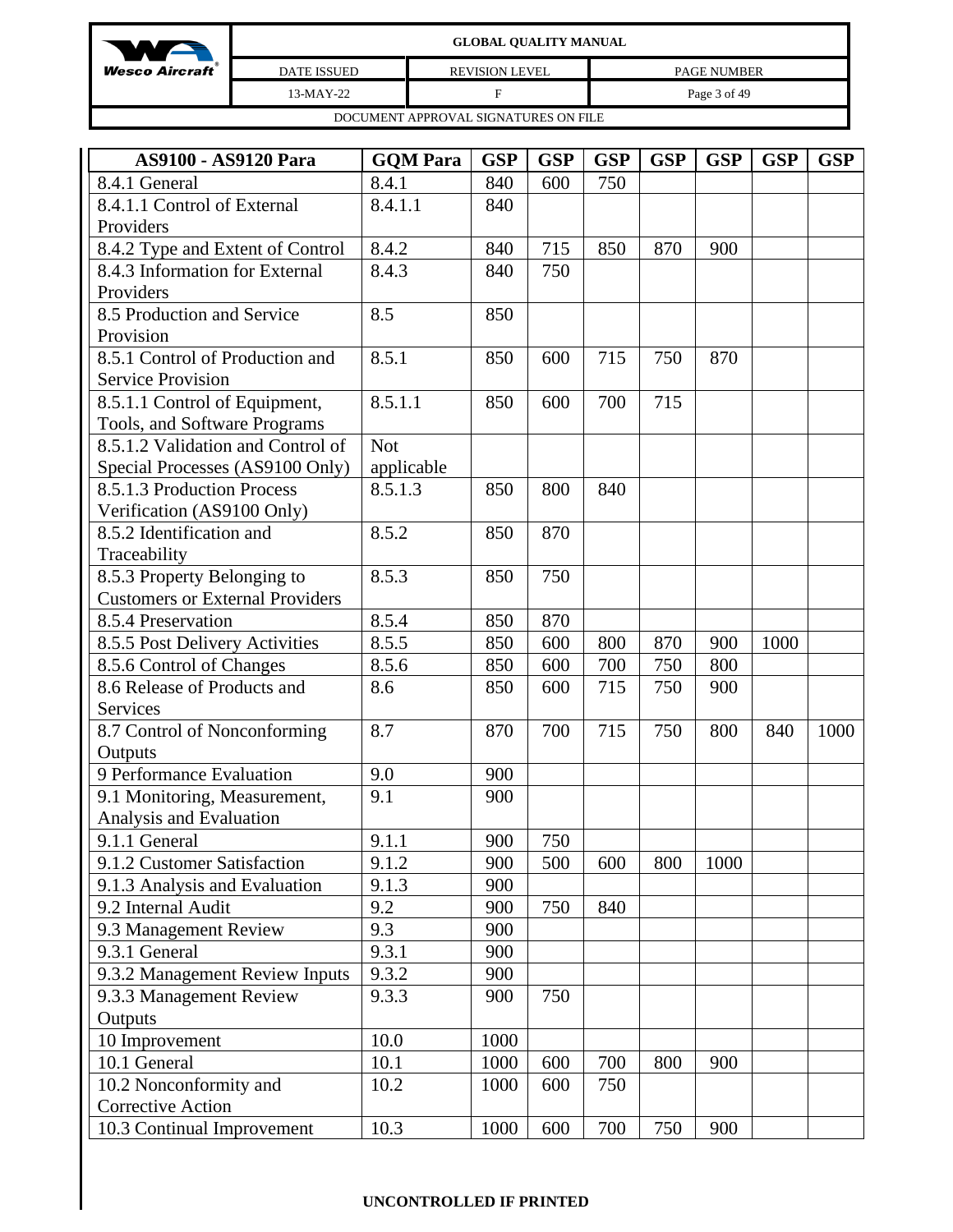| AS9100 - AS9120 Para | GQM Para | GSP | GSP | GSP | GSP | GSP | GSP | GSP |
|---|---|---|---|---|---|---|---|---|
| 8.4.1 General | 8.4.1 | 840 | 600 | 750 | | | | |
| 8.4.1.1 Control of External Providers | 8.4.1.1 | 840 | | | | | | |
| 8.4.2 Type and Extent of Control | 8.4.2 | 840 | 715 | 850 | 870 | 900 | | |
| 8.4.3 Information for External Providers | 8.4.3 | 840 | 750 | | | | | |
| 8.5 Production and Service Provision | 8.5 | 850 | | | | | | |
| 8.5.1 Control of Production and Service Provision | 8.5.1 | 850 | 600 | 715 | 750 | 870 | | |
| 8.5.1.1 Control of Equipment, Tools, and Software Programs | 8.5.1.1 | 850 | 600 | 700 | 715 | | | |
| 8.5.1.2 Validation and Control of Special Processes (AS9100 Only) | Not applicable | | | | | | | |
| 8.5.1.3 Production Process Verification (AS9100 Only) | 8.5.1.3 | 850 | 800 | 840 | | | | |
| 8.5.2 Identification and Traceability | 8.5.2 | 850 | 870 | | | | | |
| 8.5.3 Property Belonging to Customers or External Providers | 8.5.3 | 850 | 750 | | | | | |
| 8.5.4 Preservation | 8.5.4 | 850 | 870 | | | | | |
| 8.5.5 Post Delivery Activities | 8.5.5 | 850 | 600 | 800 | 870 | 900 | 1000 | |
| 8.5.6 Control of Changes | 8.5.6 | 850 | 600 | 700 | 750 | 800 | | |
| 8.6 Release of Products and Services | 8.6 | 850 | 600 | 715 | 750 | 900 | | |
| 8.7 Control of Nonconforming Outputs | 8.7 | 870 | 700 | 715 | 750 | 800 | 840 | 1000 |
| 9 Performance Evaluation | 9.0 | 900 | | | | | | |
| 9.1 Monitoring, Measurement, Analysis and Evaluation | 9.1 | 900 | | | | | | |
| 9.1.1 General | 9.1.1 | 900 | 750 | | | | | |
| 9.1.2 Customer Satisfaction | 9.1.2 | 900 | 500 | 600 | 800 | 1000 | | |
| 9.1.3 Analysis and Evaluation | 9.1.3 | 900 | | | | | | |
| 9.2 Internal Audit | 9.2 | 900 | 750 | 840 | | | | |
| 9.3 Management Review | 9.3 | 900 | | | | | | |
| 9.3.1 General | 9.3.1 | 900 | | | | | | |
| 9.3.2 Management Review Inputs | 9.3.2 | 900 | | | | | | |
| 9.3.3 Management Review Outputs | 9.3.3 | 900 | 750 | | | | | |
| 10 Improvement | 10.0 | 1000 | | | | | | |
| 10.1 General | 10.1 | 1000 | 600 | 700 | 800 | 900 | | |
| 10.2 Nonconformity and Corrective Action | 10.2 | 1000 | 600 | 750 | | | | |
| 10.3 Continual Improvement | 10.3 | 1000 | 600 | 700 | 750 | 900 | | |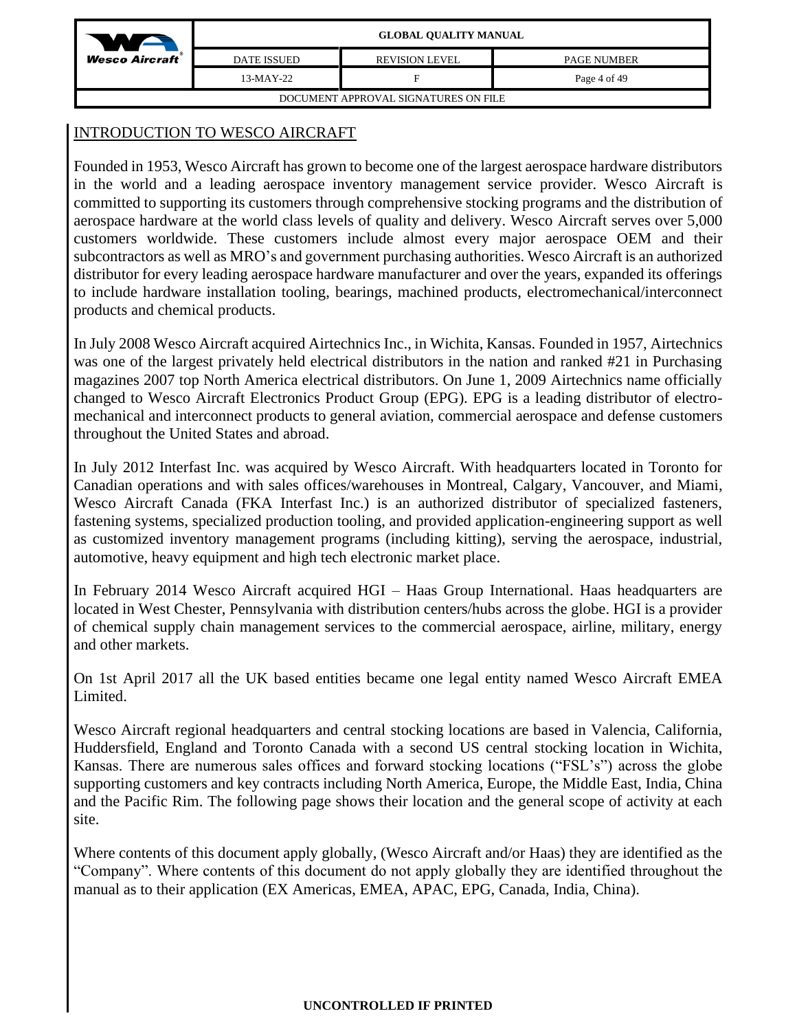## INTRODUCTION TO WESCO AIRCRAFT

Founded in 1953, Wesco Aircraft has grown to become one of the largest aerospace hardware distributors in the world and a leading aerospace inventory management service provider. Wesco Aircraft is committed to supporting its customers through comprehensive stocking programs and the distribution of aerospace hardware at the world class levels of quality and delivery. Wesco Aircraft serves over 5,000 customers worldwide. These customers include almost every major aerospace OEM and their subcontractors as well as MRO's and government purchasing authorities. Wesco Aircraft is an authorized distributor for every leading aerospace hardware manufacturer and over the years, expanded its offerings to include hardware installation tooling, bearings, machined products, electromechanical/interconnect products and chemical products.

In July 2008 Wesco Aircraft acquired Airtechnics Inc., in Wichita, Kansas. Founded in 1957, Airtechnics was one of the largest privately held electrical distributors in the nation and ranked #21 in Purchasing magazines 2007 top North America electrical distributors. On June 1, 2009 Airtechnics name officially changed to Wesco Aircraft Electronics Product Group (EPG). EPG is a leading distributor of electro-mechanical and interconnect products to general aviation, commercial aerospace and defense customers throughout the United States and abroad.

In July 2012 Interfast Inc. was acquired by Wesco Aircraft. With headquarters located in Toronto for Canadian operations and with sales offices/warehouses in Montreal, Calgary, Vancouver, and Miami, Wesco Aircraft Canada (FKA Interfast Inc.) is an authorized distributor of specialized fasteners, fastening systems, specialized production tooling, and provided application-engineering support as well as customized inventory management programs (including kitting), serving the aerospace, industrial, automotive, heavy equipment and high tech electronic market place.

In February 2014 Wesco Aircraft acquired HGI – Haas Group International. Haas headquarters are located in West Chester, Pennsylvania with distribution centers/hubs across the globe. HGI is a provider of chemical supply chain management services to the commercial aerospace, airline, military, energy and other markets.

On 1st April 2017 all the UK based entities became one legal entity named Wesco Aircraft EMEA Limited.

Wesco Aircraft regional headquarters and central stocking locations are based in Valencia, California, Huddersfield, England and Toronto Canada with a second US central stocking location in Wichita, Kansas. There are numerous sales offices and forward stocking locations ("FSL's") across the globe supporting customers and key contracts including North America, Europe, the Middle East, India, China and the Pacific Rim. The following page shows their location and the general scope of activity at each site.

Where contents of this document apply globally, (Wesco Aircraft and/or Haas) they are identified as the "Company". Where contents of this document do not apply globally they are identified throughout the manual as to their application (EX Americas, EMEA, APAC, EPG, Canada, India, China).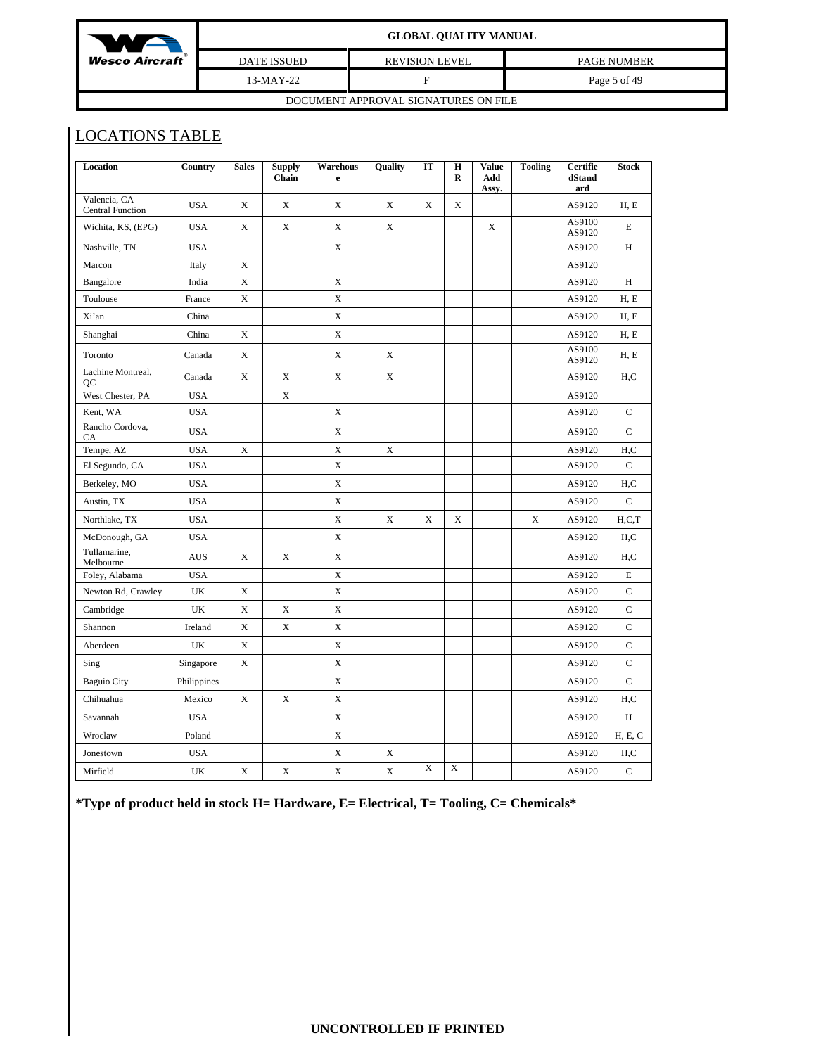## LOCATIONS TABLE

| Location | Country | Sales | Supply Chain | Warehouse | Quality | IT | HR | Value Add Assy. | Tooling | Certified Standard | Stock |
|---|---|---|---|---|---|---|---|---|---|---|---|
| Valencia, CA Central Function | USA | X | X | X | X | X | X | | | AS9120 | H, E |
| Wichita, KS, (EPG) | USA | X | X | X | X | | | X | | AS9100 AS9120 | E |
| Nashville, TN | USA | | | X | | | | | | AS9120 | H |
| Marcon | Italy | X | | | | | | | | AS9120 | |
| Bangalore | India | X | | X | | | | | | AS9120 | H |
| Toulouse | France | X | | X | | | | | | AS9120 | H, E |
| Xi'an | China | | | X | | | | | | AS9120 | H, E |
| Shanghai | China | X | | X | | | | | | AS9120 | H, E |
| Toronto | Canada | X | | X | X | | | | | AS9100 AS9120 | H, E |
| Lachine Montreal, QC | Canada | X | X | X | X | | | | | AS9120 | H,C |
| West Chester, PA | USA | | X | | | | | | | AS9120 | |
| Kent, WA | USA | | | X | | | | | | AS9120 | C |
| Rancho Cordova, CA | USA | | | X | | | | | | AS9120 | C |
| Tempe, AZ | USA | X | | X | X | | | | | AS9120 | H,C |
| El Segundo, CA | USA | | | X | | | | | | AS9120 | C |
| Berkeley, MO | USA | | | X | | | | | | AS9120 | H,C |
| Austin, TX | USA | | | X | | | | | | AS9120 | C |
| Northlake, TX | USA | | | X | X | X | X | | X | AS9120 | H,C,T |
| McDonough, GA | USA | | | X | | | | | | AS9120 | H,C |
| Tullamarine, Melbourne | AUS | X | X | X | | | | | | AS9120 | H,C |
| Foley, Alabama | USA | | | X | | | | | | AS9120 | E |
| Newton Rd, Crawley | UK | X | | X | | | | | | AS9120 | C |
| Cambridge | UK | X | X | X | | | | | | AS9120 | C |
| Shannon | Ireland | X | X | X | | | | | | AS9120 | C |
| Aberdeen | UK | X | | X | | | | | | AS9120 | C |
| Sing | Singapore | X | | X | | | | | | AS9120 | C |
| Baguio City | Philippines | | | X | | | | | | AS9120 | C |
| Chihuahua | Mexico | X | X | X | | | | | | AS9120 | H,C |
| Savannah | USA | | | X | | | | | | AS9120 | H |
| Wroclaw | Poland | | | X | | | | | | AS9120 | H, E, C |
| Jonestown | USA | | | X | X | | | | | AS9120 | H,C |
| Mirfield | UK | X | X | X | X | X | X | | | AS9120 | C |

***Type of product held in stock H= Hardware, E= Electrical, T= Tooling, C= Chemicals***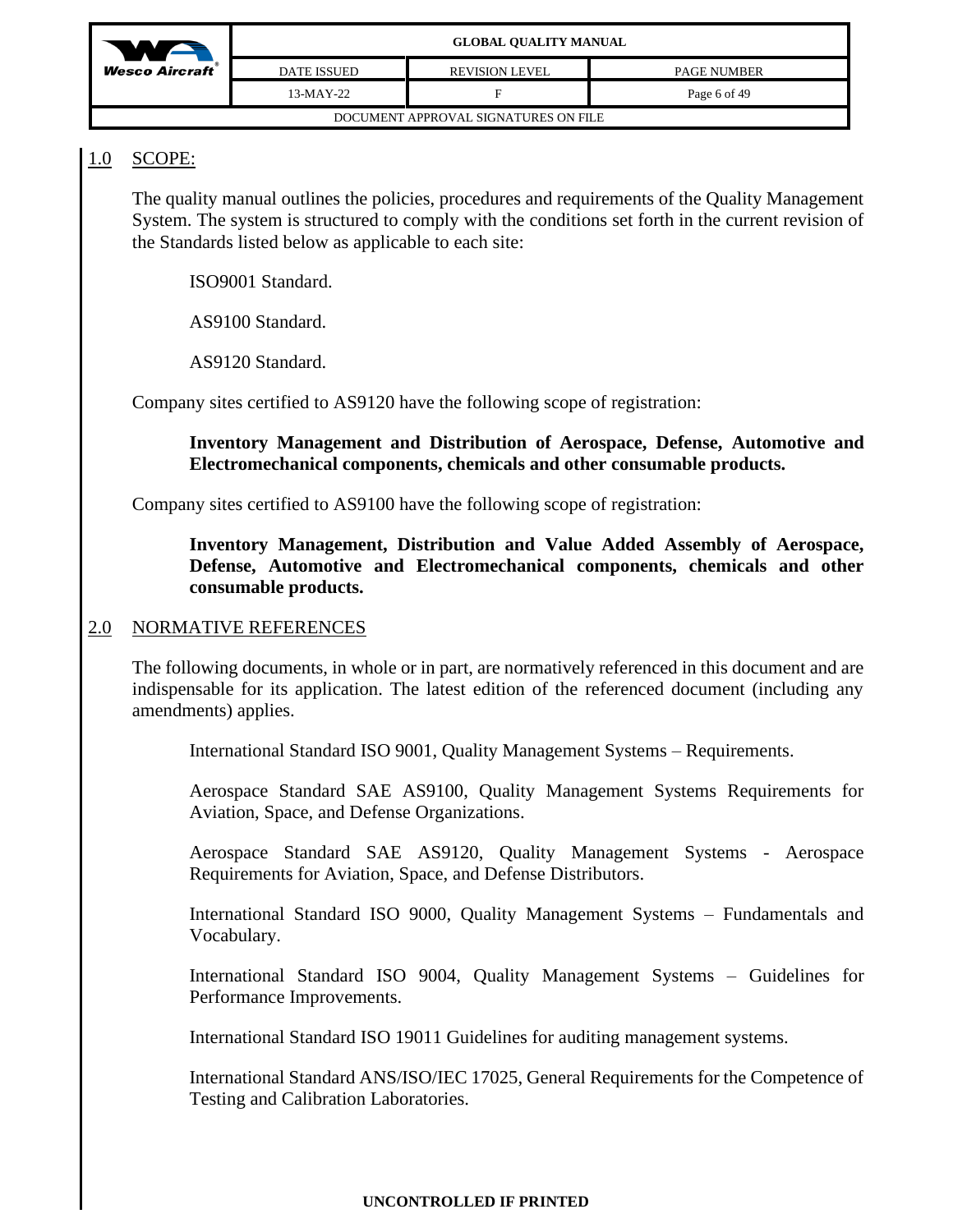## 1.0 SCOPE:

The quality manual outlines the policies, procedures and requirements of the Quality Management System. The system is structured to comply with the conditions set forth in the current revision of the Standards listed below as applicable to each site:

ISO9001 Standard.

AS9100 Standard.

AS9120 Standard.

Company sites certified to AS9120 have the following scope of registration:

**Inventory Management and Distribution of Aerospace, Defense, Automotive and Electromechanical components, chemicals and other consumable products.**

Company sites certified to AS9100 have the following scope of registration:

**Inventory Management, Distribution and Value Added Assembly of Aerospace, Defense, Automotive and Electromechanical components, chemicals and other consumable products.**

## 2.0 NORMATIVE REFERENCES

The following documents, in whole or in part, are normatively referenced in this document and are indispensable for its application. The latest edition of the referenced document (including any amendments) applies.

International Standard ISO 9001, Quality Management Systems – Requirements.

Aerospace Standard SAE AS9100, Quality Management Systems Requirements for Aviation, Space, and Defense Organizations.

Aerospace Standard SAE AS9120, Quality Management Systems - Aerospace Requirements for Aviation, Space, and Defense Distributors.

International Standard ISO 9000, Quality Management Systems – Fundamentals and Vocabulary.

International Standard ISO 9004, Quality Management Systems – Guidelines for Performance Improvements.

International Standard ISO 19011 Guidelines for auditing management systems.

International Standard ANS/ISO/IEC 17025, General Requirements for the Competence of Testing and Calibration Laboratories.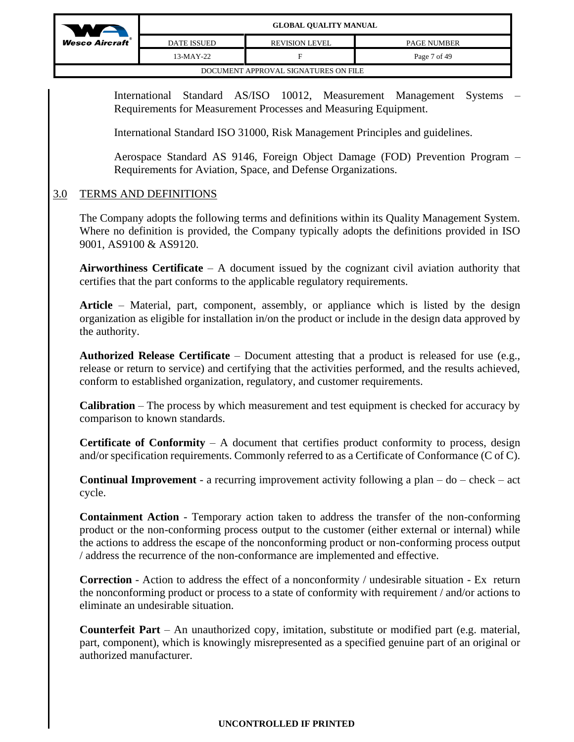International Standard AS/ISO 10012, Measurement Management Systems – Requirements for Measurement Processes and Measuring Equipment.

International Standard ISO 31000, Risk Management Principles and guidelines.

Aerospace Standard AS 9146, Foreign Object Damage (FOD) Prevention Program – Requirements for Aviation, Space, and Defense Organizations.

## 3.0 TERMS AND DEFINITIONS

The Company adopts the following terms and definitions within its Quality Management System. Where no definition is provided, the Company typically adopts the definitions provided in ISO 9001, AS9100 & AS9120.

**Airworthiness Certificate** – A document issued by the cognizant civil aviation authority that certifies that the part conforms to the applicable regulatory requirements.

**Article** – Material, part, component, assembly, or appliance which is listed by the design organization as eligible for installation in/on the product or include in the design data approved by the authority.

**Authorized Release Certificate** – Document attesting that a product is released for use (e.g., release or return to service) and certifying that the activities performed, and the results achieved, conform to established organization, regulatory, and customer requirements.

**Calibration** – The process by which measurement and test equipment is checked for accuracy by comparison to known standards.

**Certificate of Conformity** – A document that certifies product conformity to process, design and/or specification requirements. Commonly referred to as a Certificate of Conformance (C of C).

**Continual Improvement** - a recurring improvement activity following a plan – do – check – act cycle.

**Containment Action** - Temporary action taken to address the transfer of the non-conforming product or the non-conforming process output to the customer (either external or internal) while the actions to address the escape of the nonconforming product or non-conforming process output / address the recurrence of the non-conformance are implemented and effective.

**Correction** - Action to address the effect of a nonconformity / undesirable situation - Ex return the nonconforming product or process to a state of conformity with requirement / and/or actions to eliminate an undesirable situation.

**Counterfeit Part** – An unauthorized copy, imitation, substitute or modified part (e.g. material, part, component), which is knowingly misrepresented as a specified genuine part of an original or authorized manufacturer.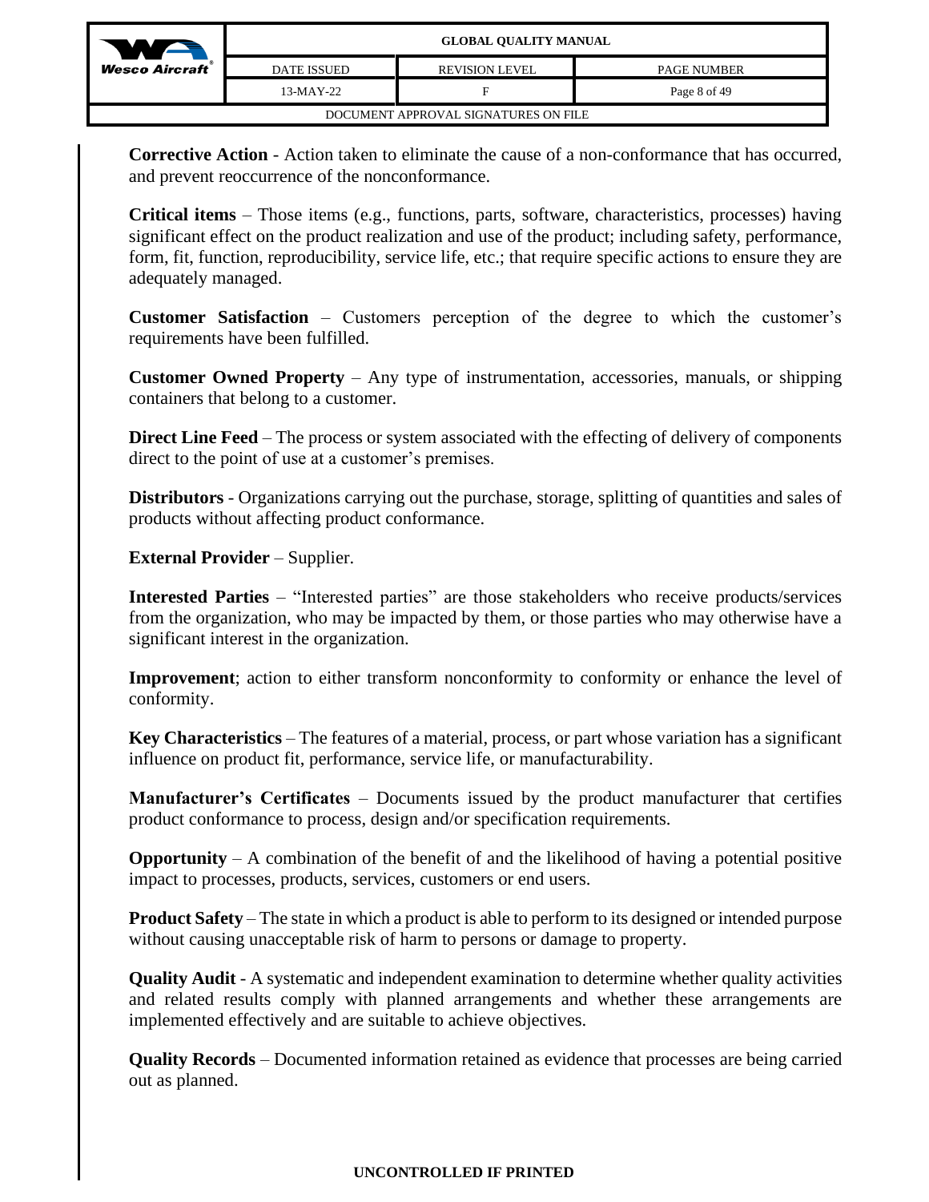**Corrective Action** - Action taken to eliminate the cause of a non-conformance that has occurred, and prevent reoccurrence of the nonconformance.

**Critical items** – Those items (e.g., functions, parts, software, characteristics, processes) having significant effect on the product realization and use of the product; including safety, performance, form, fit, function, reproducibility, service life, etc.; that require specific actions to ensure they are adequately managed.

**Customer Satisfaction** – Customers perception of the degree to which the customer's requirements have been fulfilled.

**Customer Owned Property** – Any type of instrumentation, accessories, manuals, or shipping containers that belong to a customer.

**Direct Line Feed** – The process or system associated with the effecting of delivery of components direct to the point of use at a customer's premises.

**Distributors** - Organizations carrying out the purchase, storage, splitting of quantities and sales of products without affecting product conformance.

**External Provider** – Supplier.

**Interested Parties** – "Interested parties" are those stakeholders who receive products/services from the organization, who may be impacted by them, or those parties who may otherwise have a significant interest in the organization.

**Improvement**; action to either transform nonconformity to conformity or enhance the level of conformity.

**Key Characteristics** – The features of a material, process, or part whose variation has a significant influence on product fit, performance, service life, or manufacturability.

**Manufacturer's Certificates** – Documents issued by the product manufacturer that certifies product conformance to process, design and/or specification requirements.

**Opportunity** – A combination of the benefit of and the likelihood of having a potential positive impact to processes, products, services, customers or end users.

**Product Safety** – The state in which a product is able to perform to its designed or intended purpose without causing unacceptable risk of harm to persons or damage to property.

**Quality Audit** - A systematic and independent examination to determine whether quality activities and related results comply with planned arrangements and whether these arrangements are implemented effectively and are suitable to achieve objectives.

**Quality Records** – Documented information retained as evidence that processes are being carried out as planned.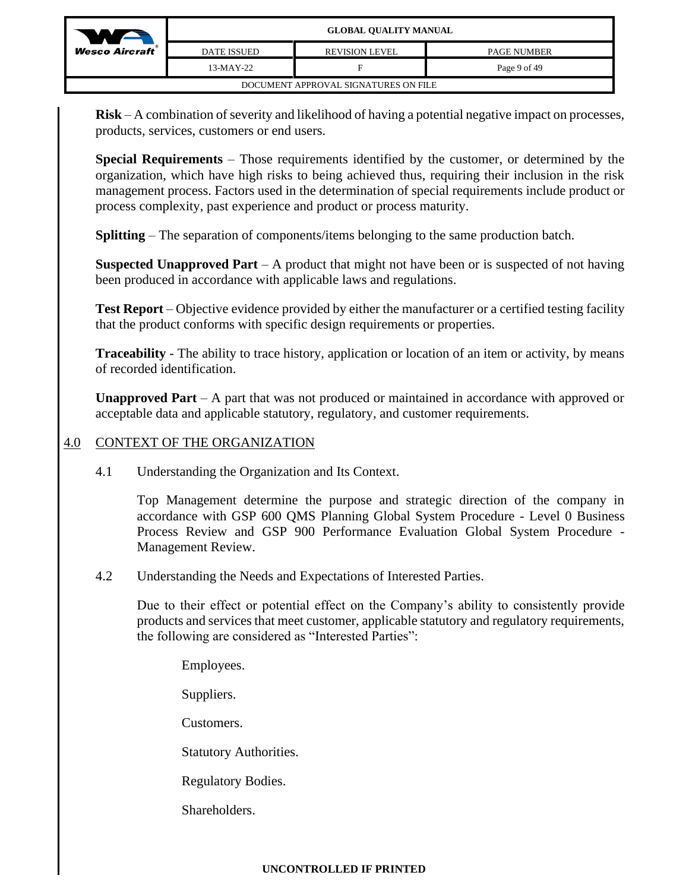**Risk** – A combination of severity and likelihood of having a potential negative impact on processes, products, services, customers or end users.

**Special Requirements** – Those requirements identified by the customer, or determined by the organization, which have high risks to being achieved thus, requiring their inclusion in the risk management process. Factors used in the determination of special requirements include product or process complexity, past experience and product or process maturity.

**Splitting** – The separation of components/items belonging to the same production batch.

**Suspected Unapproved Part** – A product that might not have been or is suspected of not having been produced in accordance with applicable laws and regulations.

**Test Report** – Objective evidence provided by either the manufacturer or a certified testing facility that the product conforms with specific design requirements or properties.

**Traceability** - The ability to trace history, application or location of an item or activity, by means of recorded identification.

**Unapproved Part** – A part that was not produced or maintained in accordance with approved or acceptable data and applicable statutory, regulatory, and customer requirements.

## 4.0 CONTEXT OF THE ORGANIZATION

### 4.1 Understanding the Organization and Its Context.

Top Management determine the purpose and strategic direction of the company in accordance with GSP 600 QMS Planning Global System Procedure - Level 0 Business Process Review and GSP 900 Performance Evaluation Global System Procedure - Management Review.

### 4.2 Understanding the Needs and Expectations of Interested Parties.

Due to their effect or potential effect on the Company's ability to consistently provide products and services that meet customer, applicable statutory and regulatory requirements, the following are considered as "Interested Parties":

- Employees.
- Suppliers.
- Customers.
- Statutory Authorities.
- Regulatory Bodies.
- Shareholders.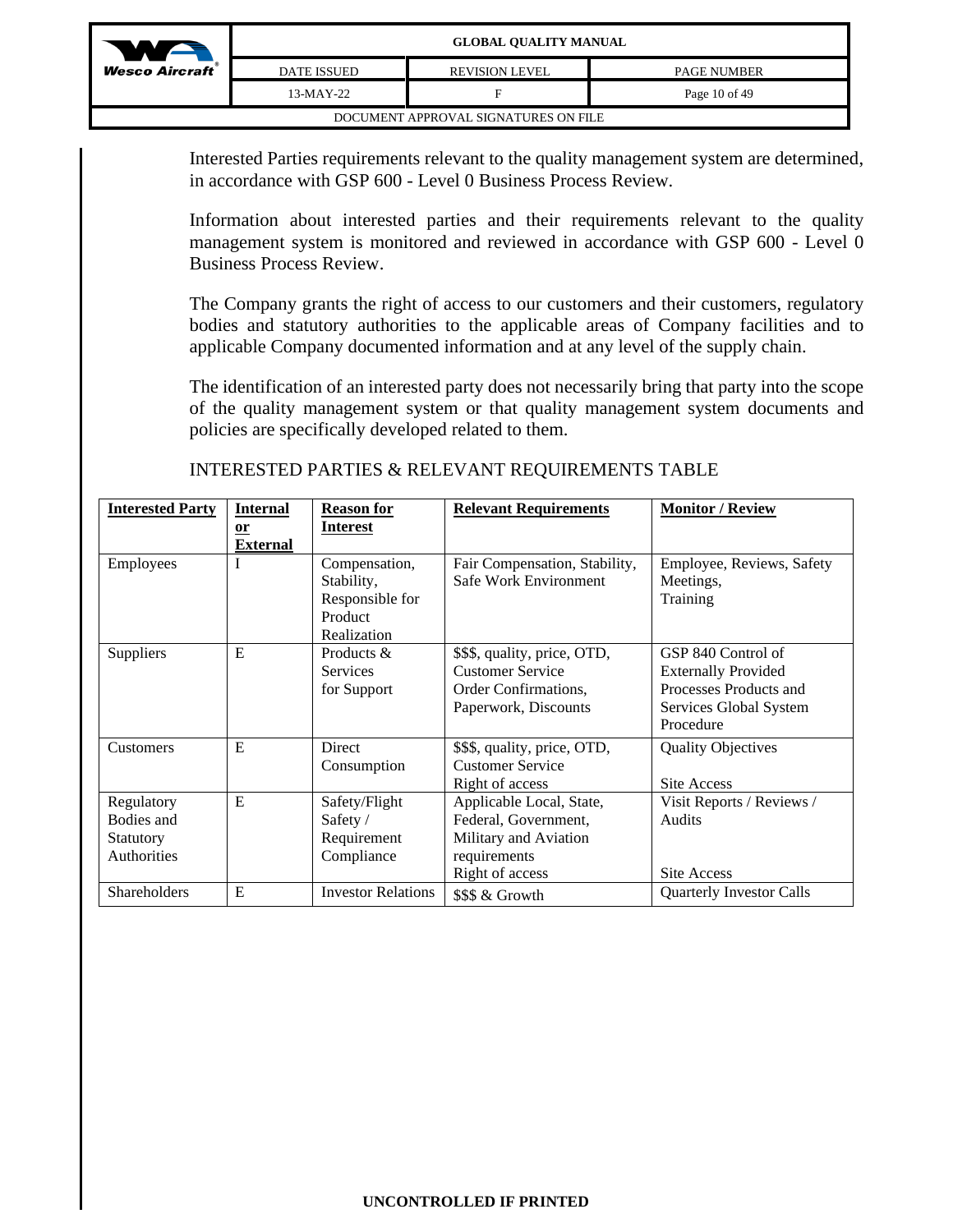Interested Parties requirements relevant to the quality management system are determined, in accordance with GSP 600 - Level 0 Business Process Review.

Information about interested parties and their requirements relevant to the quality management system is monitored and reviewed in accordance with GSP 600 - Level 0 Business Process Review.

The Company grants the right of access to our customers and their customers, regulatory bodies and statutory authorities to the applicable areas of Company facilities and to applicable Company documented information and at any level of the supply chain.

The identification of an interested party does not necessarily bring that party into the scope of the quality management system or that quality management system documents and policies are specifically developed related to them.

INTERESTED PARTIES & RELEVANT REQUIREMENTS TABLE

| **Interested Party** | **Internal or External** | **Reason for Interest** | **Relevant Requirements** | **Monitor / Review** |
|---|---|---|---|---|
| Employees | I | Compensation, Stability, Responsible for Product Realization | Fair Compensation, Stability, Safe Work Environment | Employee, Reviews, Safety Meetings, Training |
| Suppliers | E | Products & Services for Support | $$$, quality, price, OTD, Customer Service Order Confirmations, Paperwork, Discounts | GSP 840 Control of Externally Provided Processes Products and Services Global System Procedure |
| Customers | E | Direct Consumption | $$$, quality, price, OTD, Customer Service Right of access | Quality Objectives<br><br>Site Access |
| Regulatory Bodies and Statutory Authorities | E | Safety/Flight Safety / Requirement Compliance | Applicable Local, State, Federal, Government, Military and Aviation requirements Right of access | Visit Reports / Reviews / Audits<br><br>Site Access |
| Shareholders | E | Investor Relations | $$$ & Growth | Quarterly Investor Calls |

**UNCONTROLLED IF PRINTED**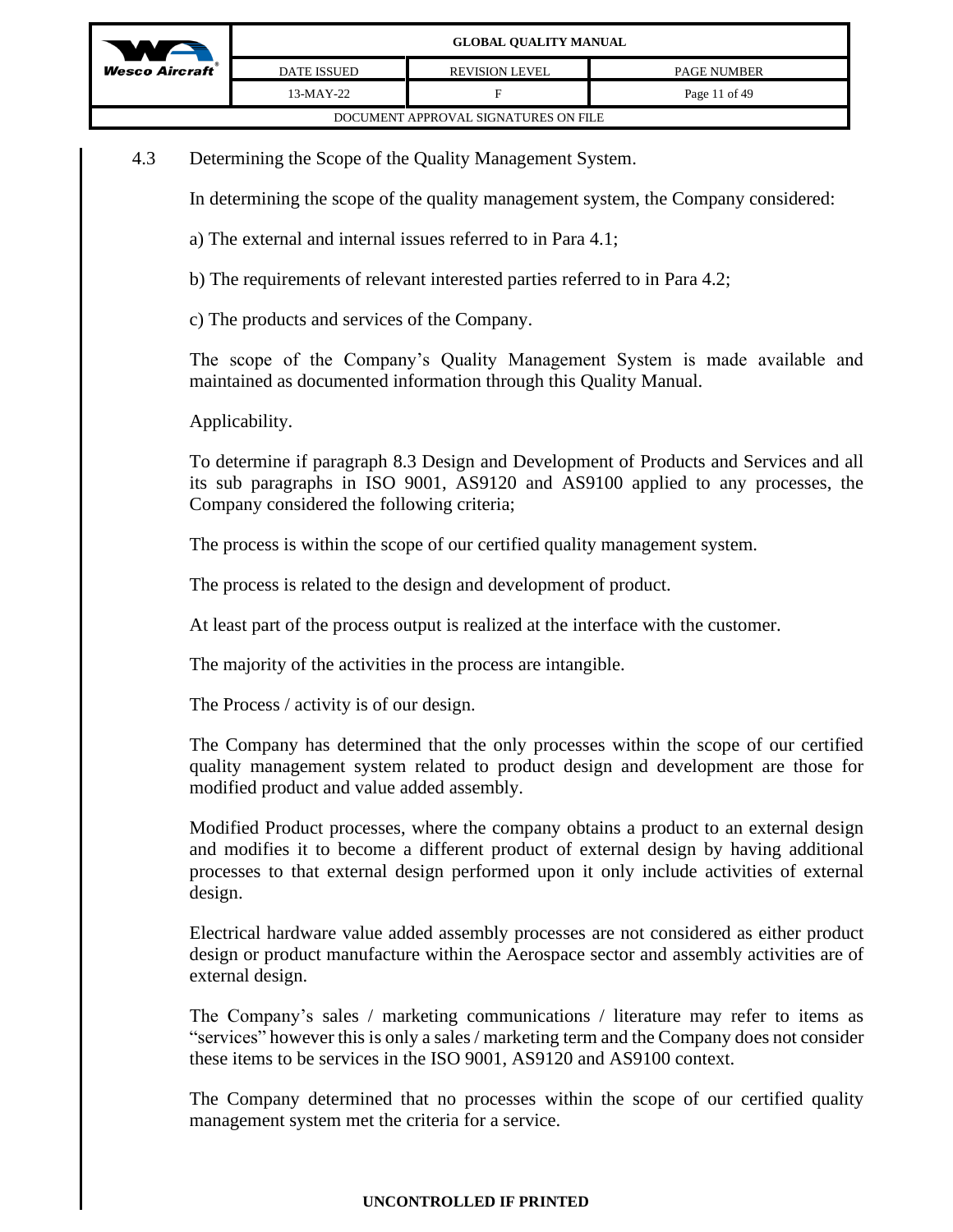## 4.3 Determining the Scope of the Quality Management System.

In determining the scope of the quality management system, the Company considered:

a) The external and internal issues referred to in Para 4.1;

b) The requirements of relevant interested parties referred to in Para 4.2;

c) The products and services of the Company.

The scope of the Company's Quality Management System is made available and maintained as documented information through this Quality Manual.

Applicability.

To determine if paragraph 8.3 Design and Development of Products and Services and all its sub paragraphs in ISO 9001, AS9120 and AS9100 applied to any processes, the Company considered the following criteria;

The process is within the scope of our certified quality management system.

The process is related to the design and development of product.

At least part of the process output is realized at the interface with the customer.

The majority of the activities in the process are intangible.

The Process / activity is of our design.

The Company has determined that the only processes within the scope of our certified quality management system related to product design and development are those for modified product and value added assembly.

Modified Product processes, where the company obtains a product to an external design and modifies it to become a different product of external design by having additional processes to that external design performed upon it only include activities of external design.

Electrical hardware value added assembly processes are not considered as either product design or product manufacture within the Aerospace sector and assembly activities are of external design.

The Company's sales / marketing communications / literature may refer to items as "services" however this is only a sales / marketing term and the Company does not consider these items to be services in the ISO 9001, AS9120 and AS9100 context.

The Company determined that no processes within the scope of our certified quality management system met the criteria for a service.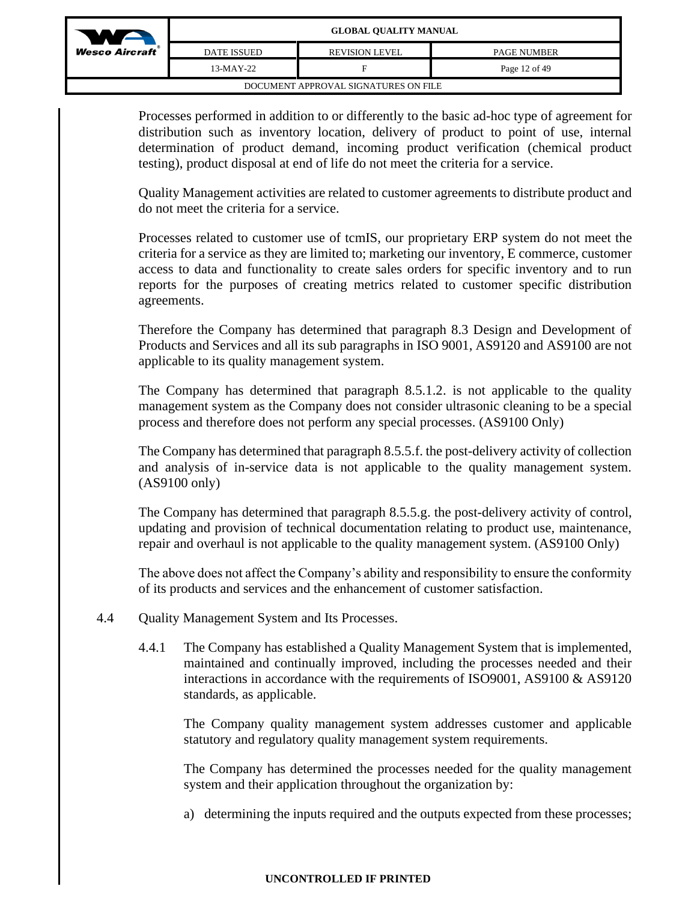Processes performed in addition to or differently to the basic ad-hoc type of agreement for distribution such as inventory location, delivery of product to point of use, internal determination of product demand, incoming product verification (chemical product testing), product disposal at end of life do not meet the criteria for a service.

Quality Management activities are related to customer agreements to distribute product and do not meet the criteria for a service.

Processes related to customer use of tcmIS, our proprietary ERP system do not meet the criteria for a service as they are limited to; marketing our inventory, E commerce, customer access to data and functionality to create sales orders for specific inventory and to run reports for the purposes of creating metrics related to customer specific distribution agreements.

Therefore the Company has determined that paragraph 8.3 Design and Development of Products and Services and all its sub paragraphs in ISO 9001, AS9120 and AS9100 are not applicable to its quality management system.

The Company has determined that paragraph 8.5.1.2. is not applicable to the quality management system as the Company does not consider ultrasonic cleaning to be a special process and therefore does not perform any special processes. (AS9100 Only)

The Company has determined that paragraph 8.5.5.f. the post-delivery activity of collection and analysis of in-service data is not applicable to the quality management system. (AS9100 only)

The Company has determined that paragraph 8.5.5.g. the post-delivery activity of control, updating and provision of technical documentation relating to product use, maintenance, repair and overhaul is not applicable to the quality management system. (AS9100 Only)

The above does not affect the Company's ability and responsibility to ensure the conformity of its products and services and the enhancement of customer satisfaction.

4.4 Quality Management System and Its Processes.

4.4.1 The Company has established a Quality Management System that is implemented, maintained and continually improved, including the processes needed and their interactions in accordance with the requirements of ISO9001, AS9100 & AS9120 standards, as applicable.

The Company quality management system addresses customer and applicable statutory and regulatory quality management system requirements.

The Company has determined the processes needed for the quality management system and their application throughout the organization by:

a) determining the inputs required and the outputs expected from these processes;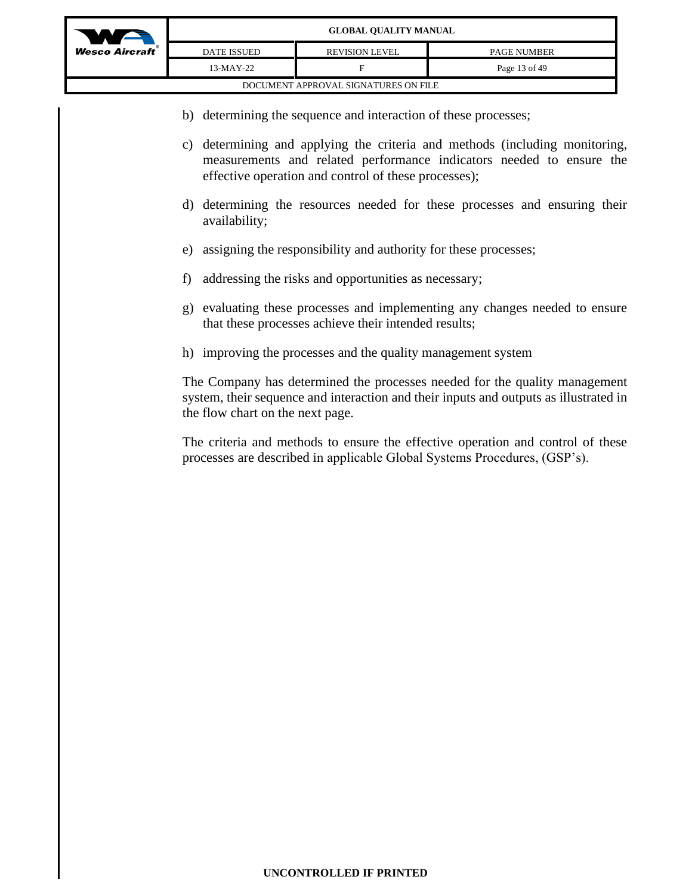b) determining the sequence and interaction of these processes;

c) determining and applying the criteria and methods (including monitoring, measurements and related performance indicators needed to ensure the effective operation and control of these processes);

d) determining the resources needed for these processes and ensuring their availability;

e) assigning the responsibility and authority for these processes;

f) addressing the risks and opportunities as necessary;

g) evaluating these processes and implementing any changes needed to ensure that these processes achieve their intended results;

h) improving the processes and the quality management system

The Company has determined the processes needed for the quality management system, their sequence and interaction and their inputs and outputs as illustrated in the flow chart on the next page.

The criteria and methods to ensure the effective operation and control of these processes are described in applicable Global Systems Procedures, (GSP's).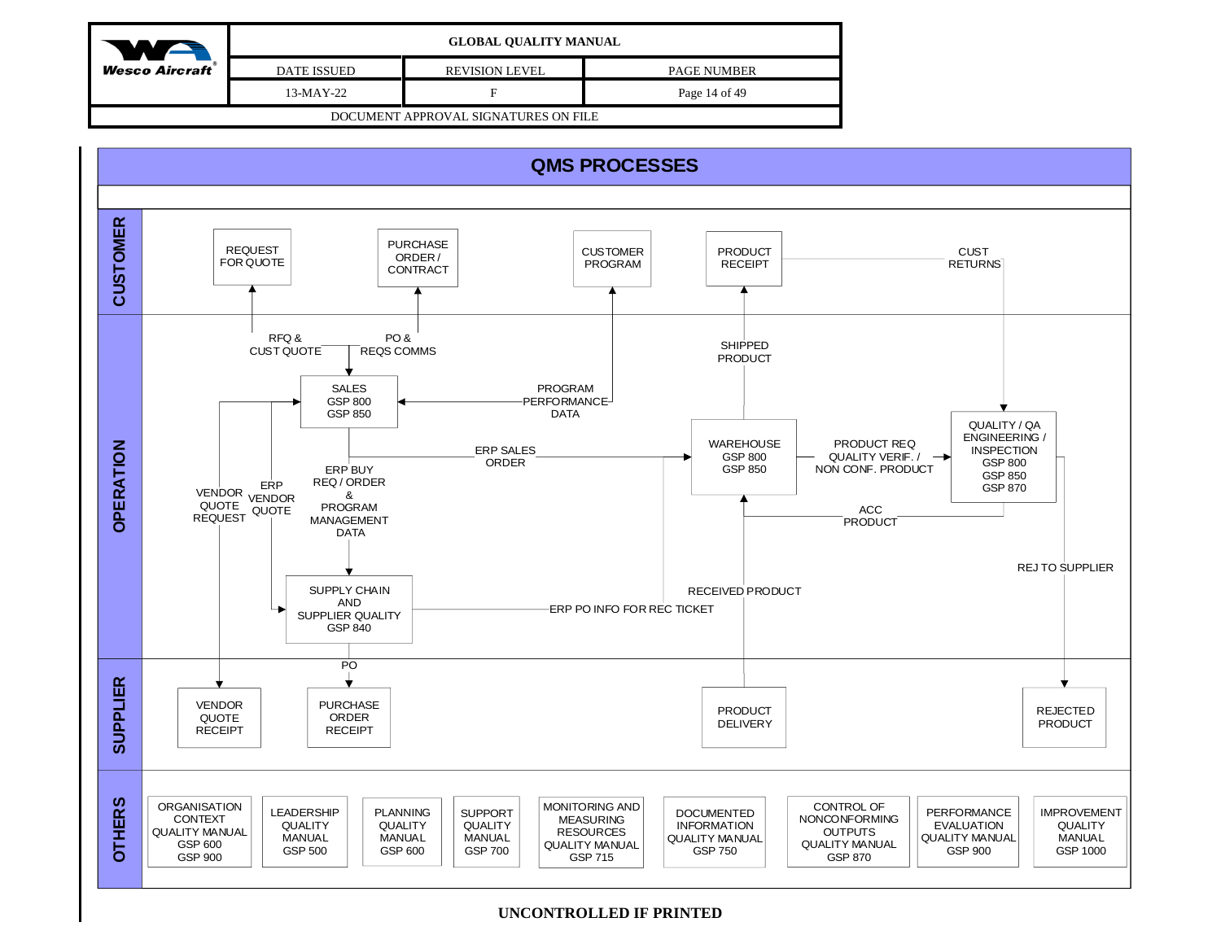# QMS PROCESSES

## CUSTOMER

- REQUEST FOR QUOTE
- PURCHASE ORDER / CONTRACT
- CUSTOMER PROGRAM
- PRODUCT RECEIPT
- CUST RETURNS

## OPERATION

- SALES GSP 800 GSP 850
- WAREHOUSE GSP 800 GSP 850
- QUALITY / QA ENGINEERING / INSPECTION GSP 800 GSP 850 GSP 870
- SUPPLY CHAIN AND SUPPLIER QUALITY GSP 840

Flows:

- RFQ & CUST QUOTE
- PO & REQS COMMS
- PROGRAM PERFORMANCE DATA
- SHIPPED PRODUCT
- ERP SALES ORDER
- PRODUCT REQ QUALITY VERIF. / NON CONF. PRODUCT
- ACC PRODUCT
- VENDOR QUOTE REQUEST
- ERP VENDOR QUOTE
- ERP BUY REQ / ORDER & PROGRAM MANAGEMENT DATA
- ERP PO INFO FOR REC TICKET
- RECEIVED PRODUCT
- REJ TO SUPPLIER
- PO

## SUPPLIER

- VENDOR QUOTE RECEIPT
- PURCHASE ORDER RECEIPT
- PRODUCT DELIVERY
- REJECTED PRODUCT

## OTHERS

- ORGANISATION CONTEXT QUALITY MANUAL GSP 600 GSP 900
- LEADERSHIP QUALITY MANUAL GSP 500
- PLANNING QUALITY MANUAL GSP 600
- SUPPORT QUALITY MANUAL GSP 700
- MONITORING AND MEASURING RESOURCES QUALITY MANUAL GSP 715
- DOCUMENTED INFORMATION QUALITY MANUAL GSP 750
- CONTROL OF NONCONFORMING OUTPUTS QUALITY MANUAL GSP 870
- PERFORMANCE EVALUATION QUALITY MANUAL GSP 900
- IMPROVEMENT QUALITY MANUAL GSP 1000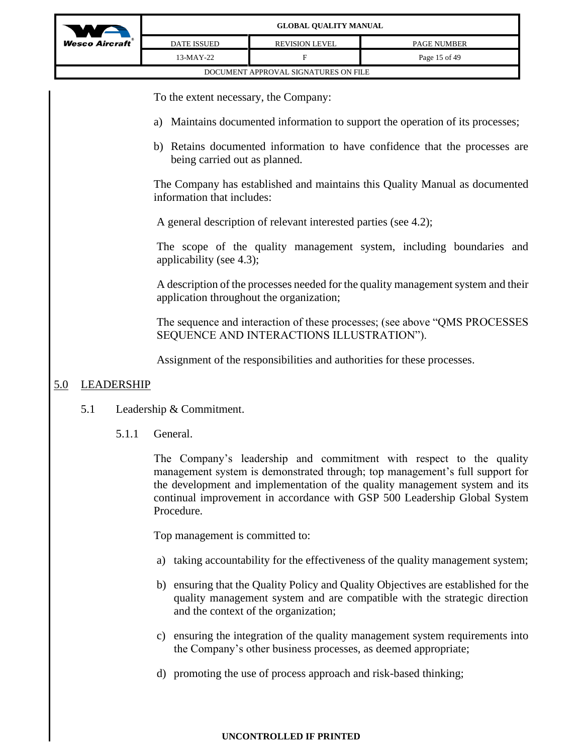To the extent necessary, the Company:

a) Maintains documented information to support the operation of its processes;

b) Retains documented information to have confidence that the processes are being carried out as planned.

The Company has established and maintains this Quality Manual as documented information that includes:

A general description of relevant interested parties (see 4.2);

The scope of the quality management system, including boundaries and applicability (see 4.3);

A description of the processes needed for the quality management system and their application throughout the organization;

The sequence and interaction of these processes; (see above "QMS PROCESSES SEQUENCE AND INTERACTIONS ILLUSTRATION").

Assignment of the responsibilities and authorities for these processes.

## 5.0 LEADERSHIP

### 5.1 Leadership & Commitment.

#### 5.1.1 General.

The Company's leadership and commitment with respect to the quality management system is demonstrated through; top management's full support for the development and implementation of the quality management system and its continual improvement in accordance with GSP 500 Leadership Global System Procedure.

Top management is committed to:

a) taking accountability for the effectiveness of the quality management system;

b) ensuring that the Quality Policy and Quality Objectives are established for the quality management system and are compatible with the strategic direction and the context of the organization;

c) ensuring the integration of the quality management system requirements into the Company's other business processes, as deemed appropriate;

d) promoting the use of process approach and risk-based thinking;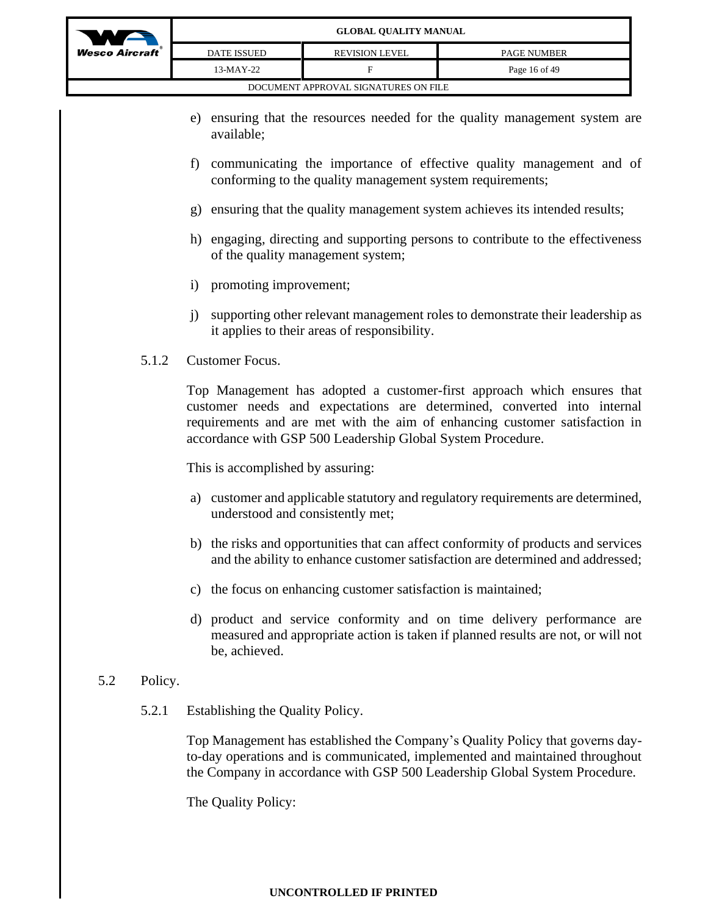e) ensuring that the resources needed for the quality management system are available;

f) communicating the importance of effective quality management and of conforming to the quality management system requirements;

g) ensuring that the quality management system achieves its intended results;

h) engaging, directing and supporting persons to contribute to the effectiveness of the quality management system;

i) promoting improvement;

j) supporting other relevant management roles to demonstrate their leadership as it applies to their areas of responsibility.

5.1.2 Customer Focus.

Top Management has adopted a customer-first approach which ensures that customer needs and expectations are determined, converted into internal requirements and are met with the aim of enhancing customer satisfaction in accordance with GSP 500 Leadership Global System Procedure.

This is accomplished by assuring:

a) customer and applicable statutory and regulatory requirements are determined, understood and consistently met;

b) the risks and opportunities that can affect conformity of products and services and the ability to enhance customer satisfaction are determined and addressed;

c) the focus on enhancing customer satisfaction is maintained;

d) product and service conformity and on time delivery performance are measured and appropriate action is taken if planned results are not, or will not be, achieved.

## 5.2 Policy.

5.2.1 Establishing the Quality Policy.

Top Management has established the Company's Quality Policy that governs day-to-day operations and is communicated, implemented and maintained throughout the Company in accordance with GSP 500 Leadership Global System Procedure.

The Quality Policy: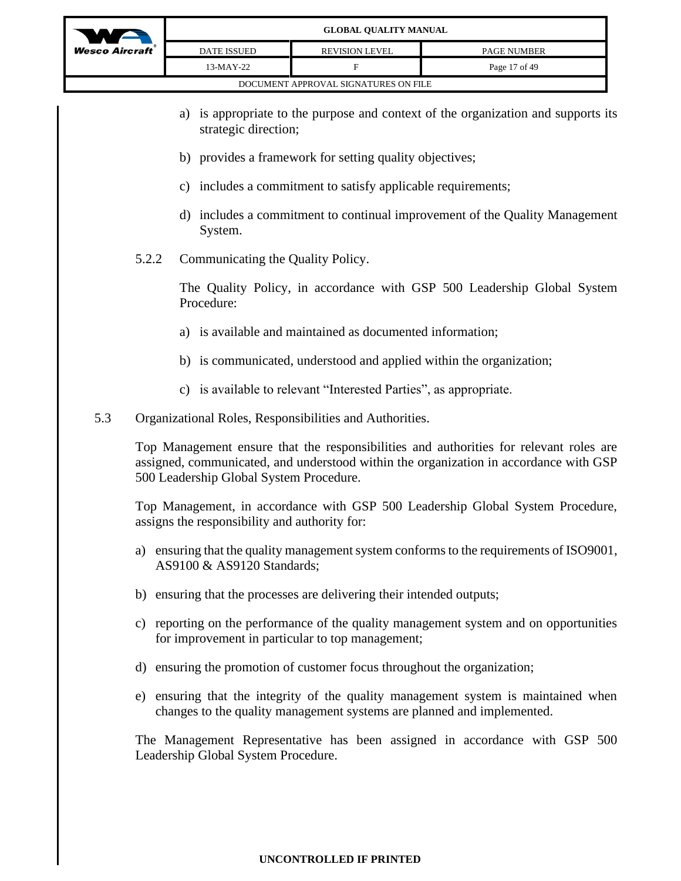a) is appropriate to the purpose and context of the organization and supports its strategic direction;

b) provides a framework for setting quality objectives;

c) includes a commitment to satisfy applicable requirements;

d) includes a commitment to continual improvement of the Quality Management System.

5.2.2 Communicating the Quality Policy.

The Quality Policy, in accordance with GSP 500 Leadership Global System Procedure:

a) is available and maintained as documented information;

b) is communicated, understood and applied within the organization;

c) is available to relevant "Interested Parties", as appropriate.

5.3 Organizational Roles, Responsibilities and Authorities.

Top Management ensure that the responsibilities and authorities for relevant roles are assigned, communicated, and understood within the organization in accordance with GSP 500 Leadership Global System Procedure.

Top Management, in accordance with GSP 500 Leadership Global System Procedure, assigns the responsibility and authority for:

a) ensuring that the quality management system conforms to the requirements of ISO9001, AS9100 & AS9120 Standards;

b) ensuring that the processes are delivering their intended outputs;

c) reporting on the performance of the quality management system and on opportunities for improvement in particular to top management;

d) ensuring the promotion of customer focus throughout the organization;

e) ensuring that the integrity of the quality management system is maintained when changes to the quality management systems are planned and implemented.

The Management Representative has been assigned in accordance with GSP 500 Leadership Global System Procedure.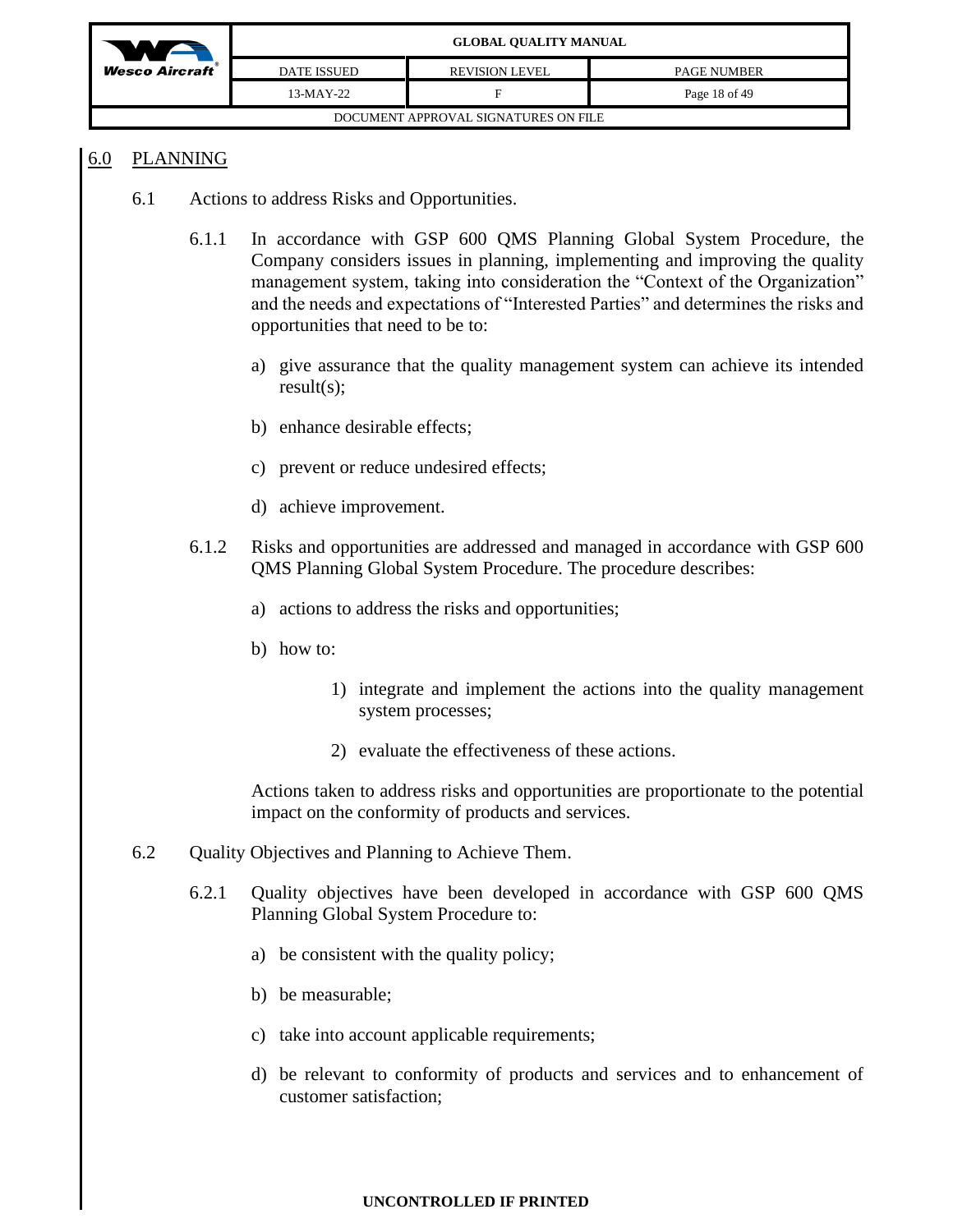## 6.0 PLANNING

6.1 Actions to address Risks and Opportunities.

6.1.1 In accordance with GSP 600 QMS Planning Global System Procedure, the Company considers issues in planning, implementing and improving the quality management system, taking into consideration the "Context of the Organization" and the needs and expectations of "Interested Parties" and determines the risks and opportunities that need to be to:

a) give assurance that the quality management system can achieve its intended result(s);

b) enhance desirable effects;

c) prevent or reduce undesired effects;

d) achieve improvement.

6.1.2 Risks and opportunities are addressed and managed in accordance with GSP 600 QMS Planning Global System Procedure. The procedure describes:

a) actions to address the risks and opportunities;

b) how to:

1) integrate and implement the actions into the quality management system processes;

2) evaluate the effectiveness of these actions.

Actions taken to address risks and opportunities are proportionate to the potential impact on the conformity of products and services.

6.2 Quality Objectives and Planning to Achieve Them.

6.2.1 Quality objectives have been developed in accordance with GSP 600 QMS Planning Global System Procedure to:

a) be consistent with the quality policy;

b) be measurable;

c) take into account applicable requirements;

d) be relevant to conformity of products and services and to enhancement of customer satisfaction;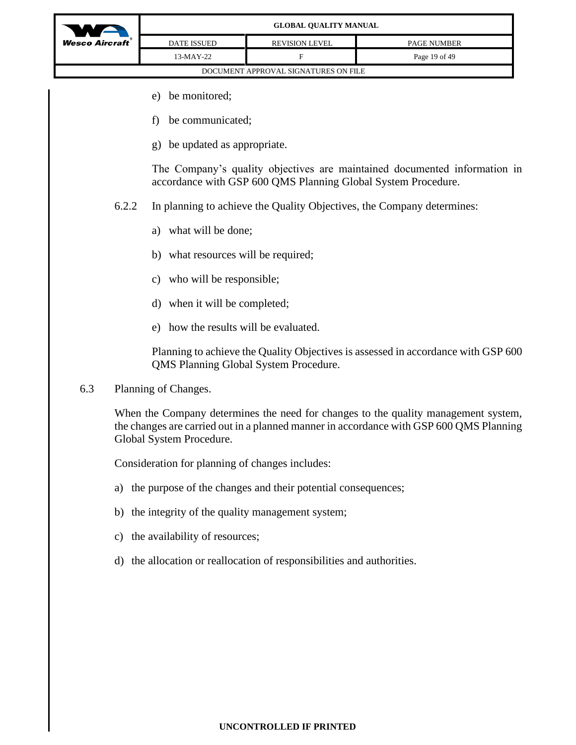e) be monitored;

f) be communicated;

g) be updated as appropriate.

The Company's quality objectives are maintained documented information in accordance with GSP 600 QMS Planning Global System Procedure.

6.2.2 In planning to achieve the Quality Objectives, the Company determines:

a) what will be done;

b) what resources will be required;

c) who will be responsible;

d) when it will be completed;

e) how the results will be evaluated.

Planning to achieve the Quality Objectives is assessed in accordance with GSP 600 QMS Planning Global System Procedure.

6.3 Planning of Changes.

When the Company determines the need for changes to the quality management system, the changes are carried out in a planned manner in accordance with GSP 600 QMS Planning Global System Procedure.

Consideration for planning of changes includes:

a) the purpose of the changes and their potential consequences;

b) the integrity of the quality management system;

c) the availability of resources;

d) the allocation or reallocation of responsibilities and authorities.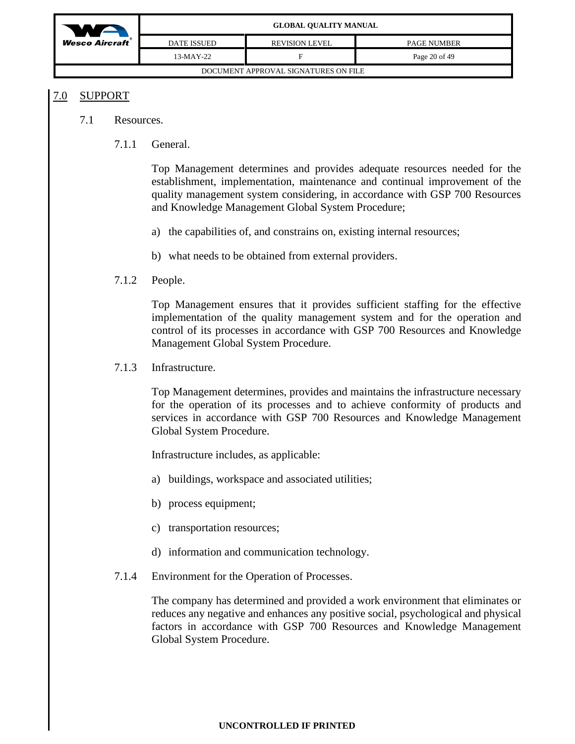# 7.0 SUPPORT

## 7.1 Resources.

### 7.1.1 General.

Top Management determines and provides adequate resources needed for the establishment, implementation, maintenance and continual improvement of the quality management system considering, in accordance with GSP 700 Resources and Knowledge Management Global System Procedure;

a) the capabilities of, and constrains on, existing internal resources;

b) what needs to be obtained from external providers.

### 7.1.2 People.

Top Management ensures that it provides sufficient staffing for the effective implementation of the quality management system and for the operation and control of its processes in accordance with GSP 700 Resources and Knowledge Management Global System Procedure.

### 7.1.3 Infrastructure.

Top Management determines, provides and maintains the infrastructure necessary for the operation of its processes and to achieve conformity of products and services in accordance with GSP 700 Resources and Knowledge Management Global System Procedure.

Infrastructure includes, as applicable:

a) buildings, workspace and associated utilities;

b) process equipment;

c) transportation resources;

d) information and communication technology.

### 7.1.4 Environment for the Operation of Processes.

The company has determined and provided a work environment that eliminates or reduces any negative and enhances any positive social, psychological and physical factors in accordance with GSP 700 Resources and Knowledge Management Global System Procedure.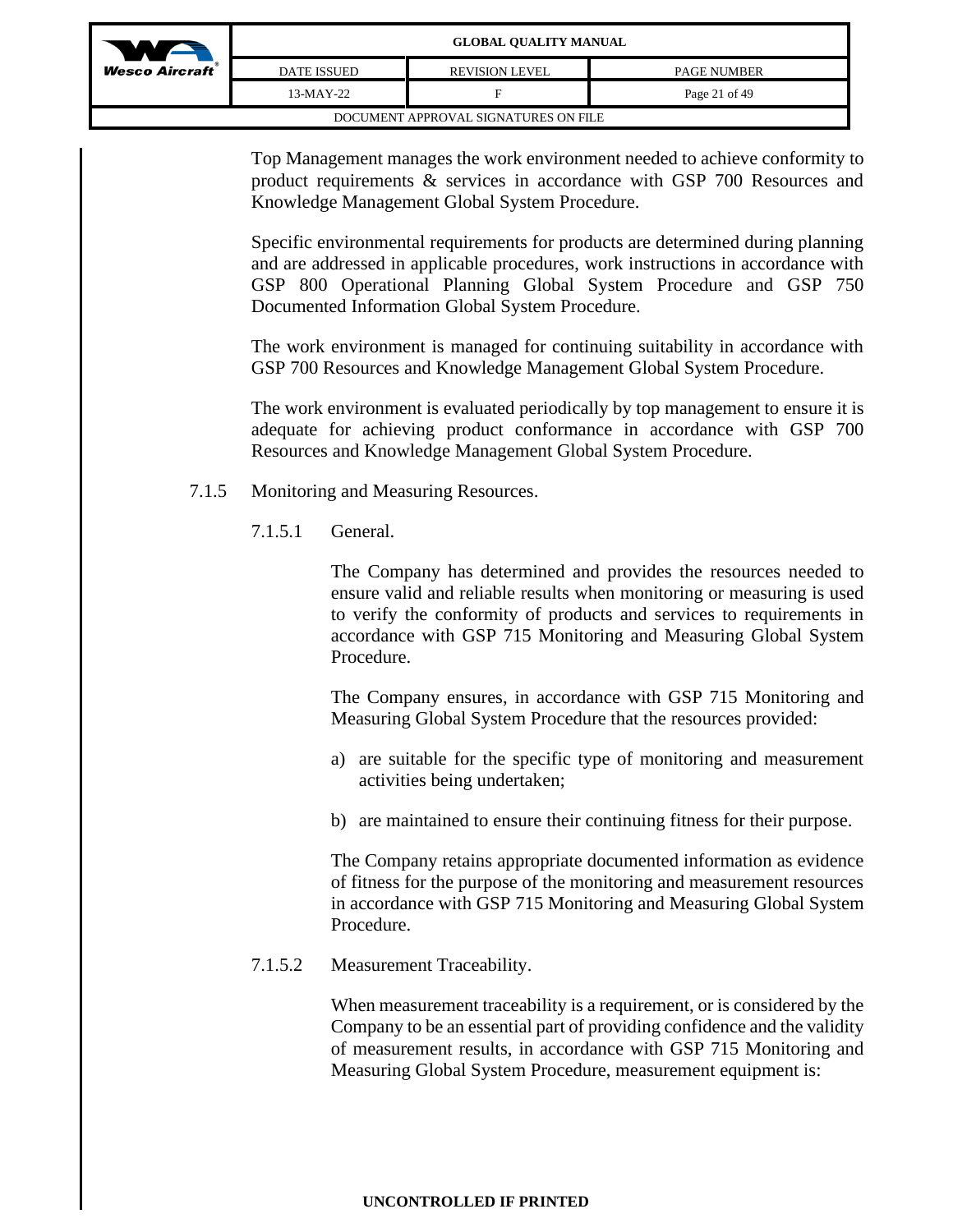Top Management manages the work environment needed to achieve conformity to product requirements & services in accordance with GSP 700 Resources and Knowledge Management Global System Procedure.

Specific environmental requirements for products are determined during planning and are addressed in applicable procedures, work instructions in accordance with GSP 800 Operational Planning Global System Procedure and GSP 750 Documented Information Global System Procedure.

The work environment is managed for continuing suitability in accordance with GSP 700 Resources and Knowledge Management Global System Procedure.

The work environment is evaluated periodically by top management to ensure it is adequate for achieving product conformance in accordance with GSP 700 Resources and Knowledge Management Global System Procedure.

7.1.5 Monitoring and Measuring Resources.

7.1.5.1 General.

The Company has determined and provides the resources needed to ensure valid and reliable results when monitoring or measuring is used to verify the conformity of products and services to requirements in accordance with GSP 715 Monitoring and Measuring Global System Procedure.

The Company ensures, in accordance with GSP 715 Monitoring and Measuring Global System Procedure that the resources provided:

a) are suitable for the specific type of monitoring and measurement activities being undertaken;

b) are maintained to ensure their continuing fitness for their purpose.

The Company retains appropriate documented information as evidence of fitness for the purpose of the monitoring and measurement resources in accordance with GSP 715 Monitoring and Measuring Global System Procedure.

7.1.5.2 Measurement Traceability.

When measurement traceability is a requirement, or is considered by the Company to be an essential part of providing confidence and the validity of measurement results, in accordance with GSP 715 Monitoring and Measuring Global System Procedure, measurement equipment is: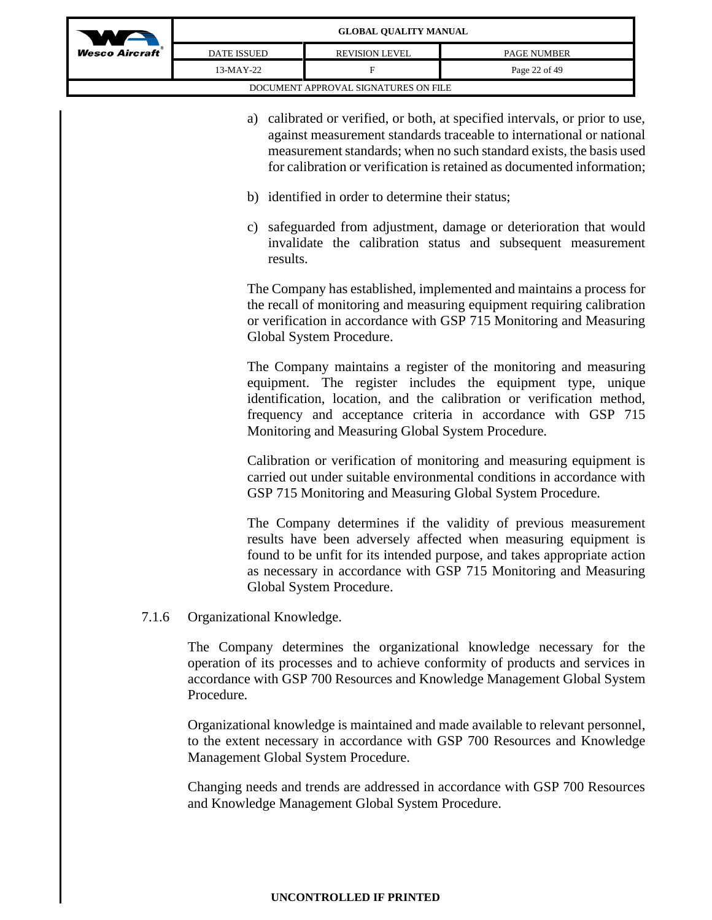a) calibrated or verified, or both, at specified intervals, or prior to use, against measurement standards traceable to international or national measurement standards; when no such standard exists, the basis used for calibration or verification is retained as documented information;

b) identified in order to determine their status;

c) safeguarded from adjustment, damage or deterioration that would invalidate the calibration status and subsequent measurement results.

The Company has established, implemented and maintains a process for the recall of monitoring and measuring equipment requiring calibration or verification in accordance with GSP 715 Monitoring and Measuring Global System Procedure.

The Company maintains a register of the monitoring and measuring equipment. The register includes the equipment type, unique identification, location, and the calibration or verification method, frequency and acceptance criteria in accordance with GSP 715 Monitoring and Measuring Global System Procedure.

Calibration or verification of monitoring and measuring equipment is carried out under suitable environmental conditions in accordance with GSP 715 Monitoring and Measuring Global System Procedure.

The Company determines if the validity of previous measurement results have been adversely affected when measuring equipment is found to be unfit for its intended purpose, and takes appropriate action as necessary in accordance with GSP 715 Monitoring and Measuring Global System Procedure.

7.1.6 Organizational Knowledge.

The Company determines the organizational knowledge necessary for the operation of its processes and to achieve conformity of products and services in accordance with GSP 700 Resources and Knowledge Management Global System Procedure.

Organizational knowledge is maintained and made available to relevant personnel, to the extent necessary in accordance with GSP 700 Resources and Knowledge Management Global System Procedure.

Changing needs and trends are addressed in accordance with GSP 700 Resources and Knowledge Management Global System Procedure.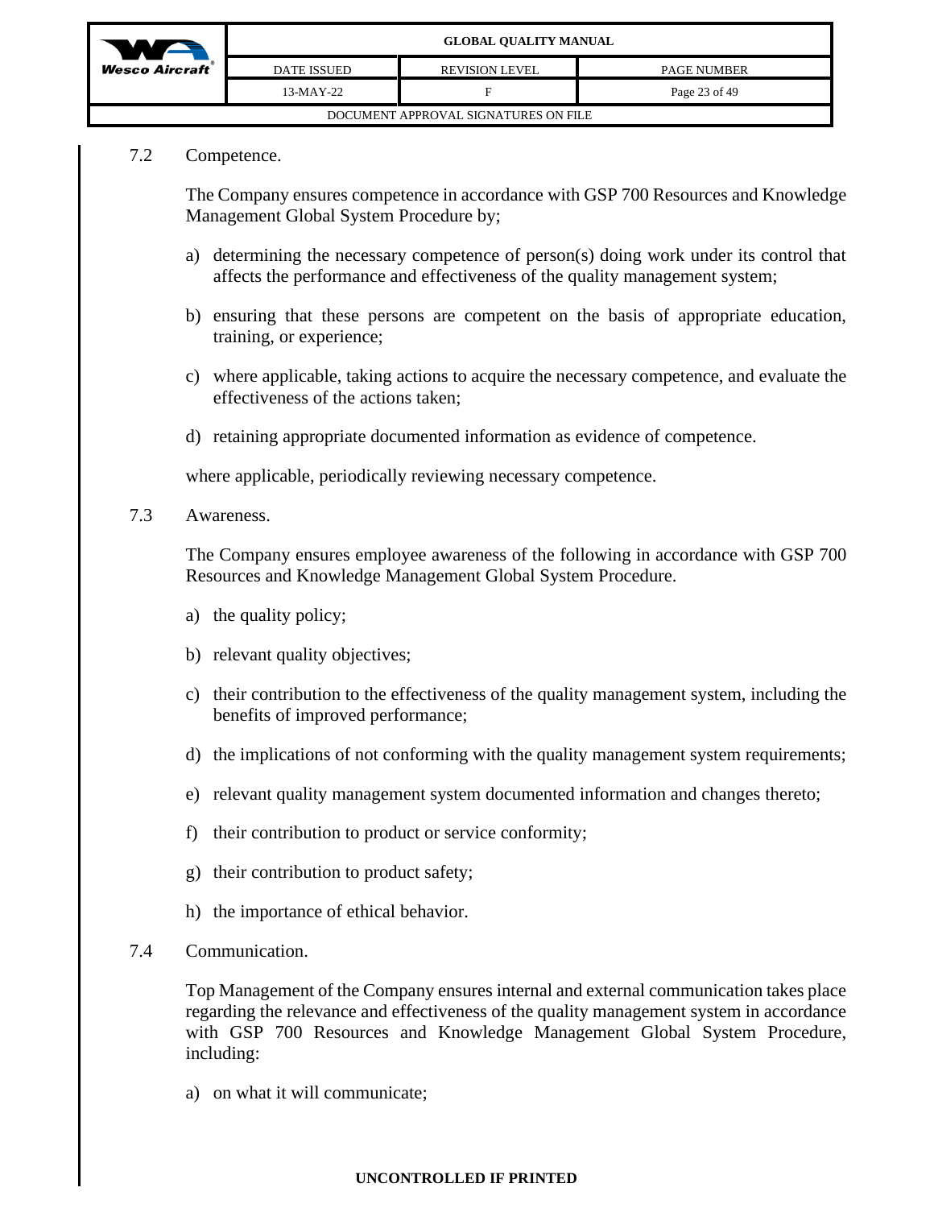7.2 Competence.

The Company ensures competence in accordance with GSP 700 Resources and Knowledge Management Global System Procedure by;

a) determining the necessary competence of person(s) doing work under its control that affects the performance and effectiveness of the quality management system;

b) ensuring that these persons are competent on the basis of appropriate education, training, or experience;

c) where applicable, taking actions to acquire the necessary competence, and evaluate the effectiveness of the actions taken;

d) retaining appropriate documented information as evidence of competence.

where applicable, periodically reviewing necessary competence.

7.3 Awareness.

The Company ensures employee awareness of the following in accordance with GSP 700 Resources and Knowledge Management Global System Procedure.

a) the quality policy;

b) relevant quality objectives;

c) their contribution to the effectiveness of the quality management system, including the benefits of improved performance;

d) the implications of not conforming with the quality management system requirements;

e) relevant quality management system documented information and changes thereto;

f) their contribution to product or service conformity;

g) their contribution to product safety;

h) the importance of ethical behavior.

7.4 Communication.

Top Management of the Company ensures internal and external communication takes place regarding the relevance and effectiveness of the quality management system in accordance with GSP 700 Resources and Knowledge Management Global System Procedure, including:

a) on what it will communicate;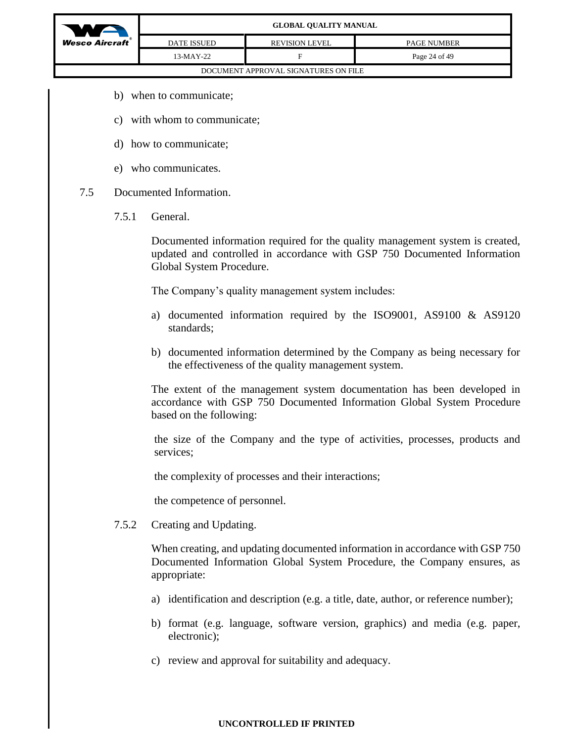b) when to communicate;

c) with whom to communicate;

d) how to communicate;

e) who communicates.

## 7.5 Documented Information.

### 7.5.1 General.

Documented information required for the quality management system is created, updated and controlled in accordance with GSP 750 Documented Information Global System Procedure.

The Company's quality management system includes:

a) documented information required by the ISO9001, AS9100 & AS9120 standards;

b) documented information determined by the Company as being necessary for the effectiveness of the quality management system.

The extent of the management system documentation has been developed in accordance with GSP 750 Documented Information Global System Procedure based on the following:

the size of the Company and the type of activities, processes, products and services;

the complexity of processes and their interactions;

the competence of personnel.

### 7.5.2 Creating and Updating.

When creating, and updating documented information in accordance with GSP 750 Documented Information Global System Procedure, the Company ensures, as appropriate:

a) identification and description (e.g. a title, date, author, or reference number);

b) format (e.g. language, software version, graphics) and media (e.g. paper, electronic);

c) review and approval for suitability and adequacy.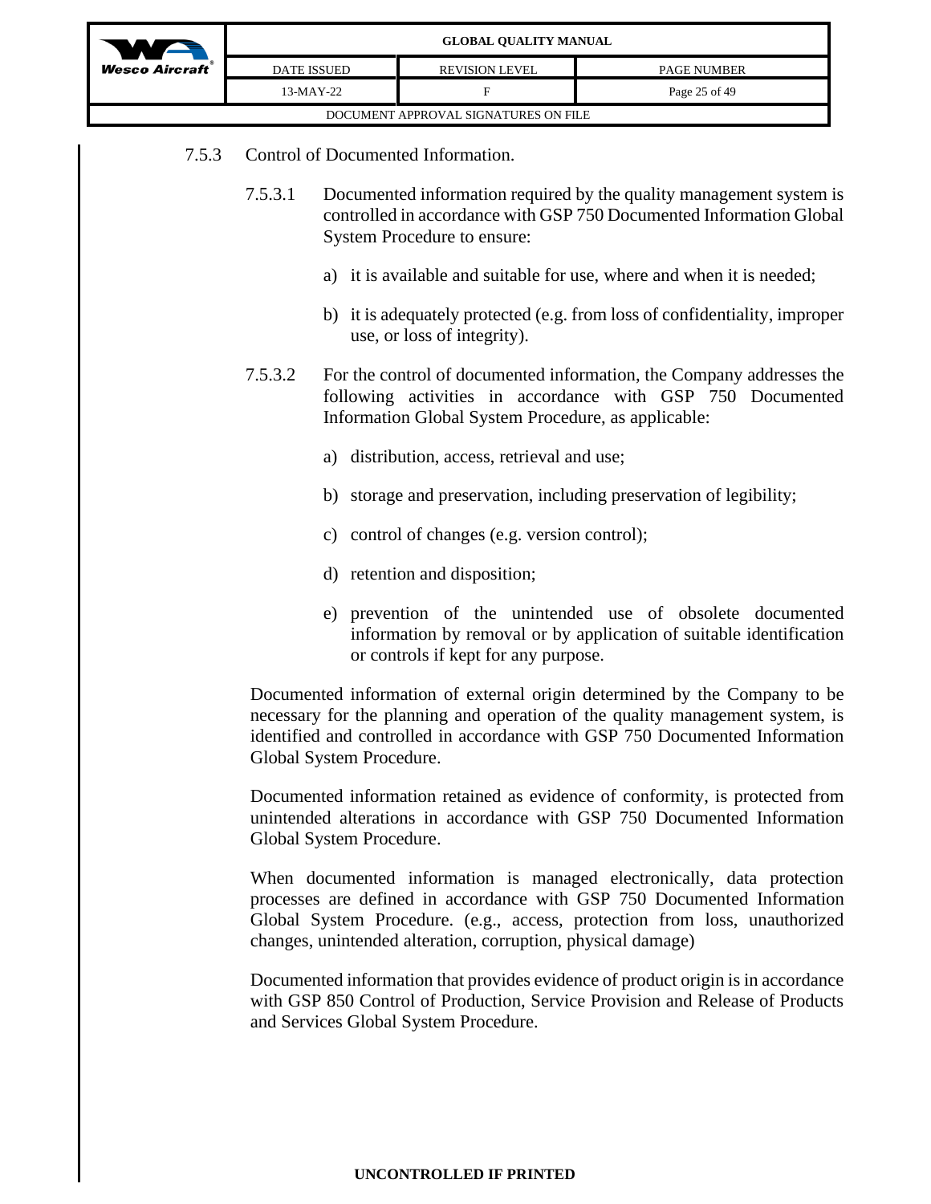### 7.5.3 Control of Documented Information.

7.5.3.1 Documented information required by the quality management system is controlled in accordance with GSP 750 Documented Information Global System Procedure to ensure:

a) it is available and suitable for use, where and when it is needed;

b) it is adequately protected (e.g. from loss of confidentiality, improper use, or loss of integrity).

7.5.3.2 For the control of documented information, the Company addresses the following activities in accordance with GSP 750 Documented Information Global System Procedure, as applicable:

a) distribution, access, retrieval and use;

b) storage and preservation, including preservation of legibility;

c) control of changes (e.g. version control);

d) retention and disposition;

e) prevention of the unintended use of obsolete documented information by removal or by application of suitable identification or controls if kept for any purpose.

Documented information of external origin determined by the Company to be necessary for the planning and operation of the quality management system, is identified and controlled in accordance with GSP 750 Documented Information Global System Procedure.

Documented information retained as evidence of conformity, is protected from unintended alterations in accordance with GSP 750 Documented Information Global System Procedure.

When documented information is managed electronically, data protection processes are defined in accordance with GSP 750 Documented Information Global System Procedure. (e.g., access, protection from loss, unauthorized changes, unintended alteration, corruption, physical damage)

Documented information that provides evidence of product origin is in accordance with GSP 850 Control of Production, Service Provision and Release of Products and Services Global System Procedure.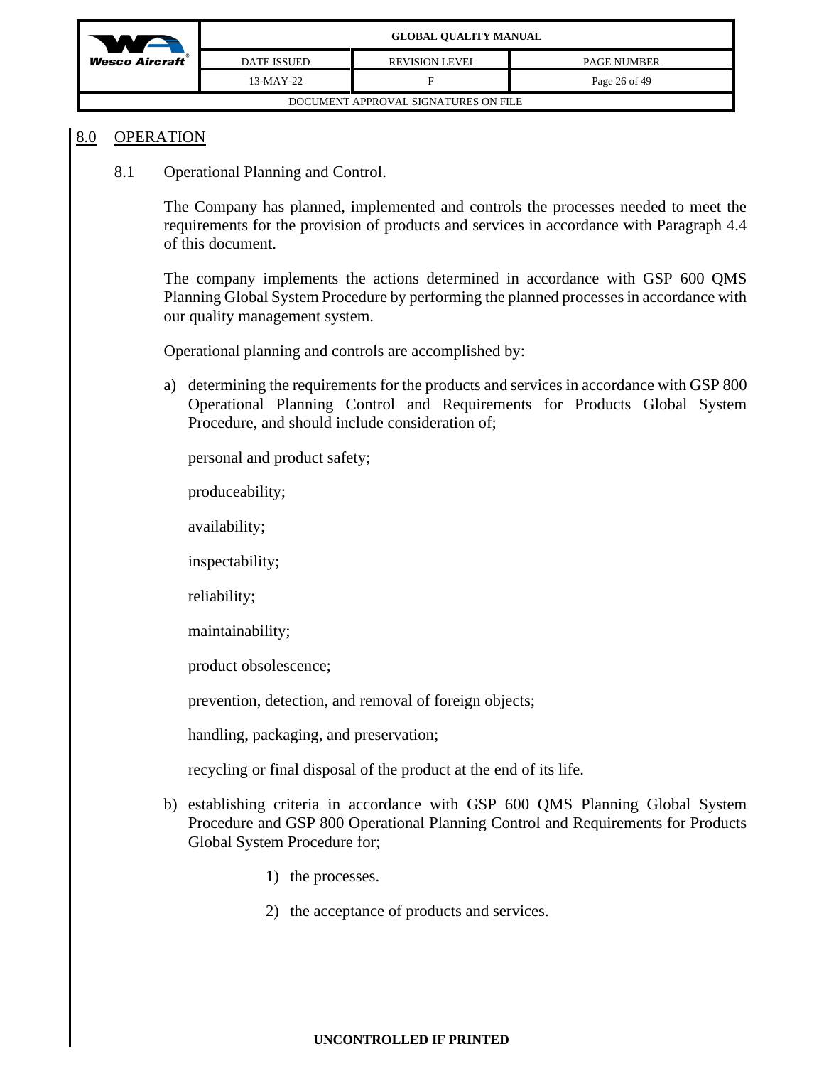## 8.0 OPERATION

### 8.1 Operational Planning and Control.

The Company has planned, implemented and controls the processes needed to meet the requirements for the provision of products and services in accordance with Paragraph 4.4 of this document.

The company implements the actions determined in accordance with GSP 600 QMS Planning Global System Procedure by performing the planned processes in accordance with our quality management system.

Operational planning and controls are accomplished by:

a) determining the requirements for the products and services in accordance with GSP 800 Operational Planning Control and Requirements for Products Global System Procedure, and should include consideration of;

   personal and product safety;

   produceability;

   availability;

   inspectability;

   reliability;

   maintainability;

   product obsolescence;

   prevention, detection, and removal of foreign objects;

   handling, packaging, and preservation;

   recycling or final disposal of the product at the end of its life.

b) establishing criteria in accordance with GSP 600 QMS Planning Global System Procedure and GSP 800 Operational Planning Control and Requirements for Products Global System Procedure for;

   1) the processes.

   2) the acceptance of products and services.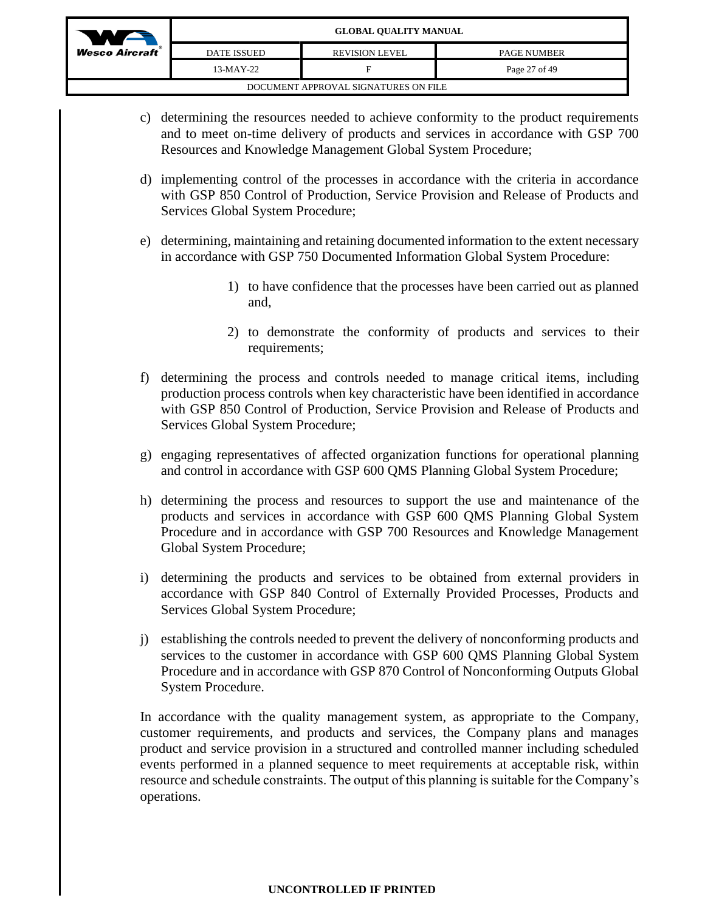c) determining the resources needed to achieve conformity to the product requirements and to meet on-time delivery of products and services in accordance with GSP 700 Resources and Knowledge Management Global System Procedure;

d) implementing control of the processes in accordance with the criteria in accordance with GSP 850 Control of Production, Service Provision and Release of Products and Services Global System Procedure;

e) determining, maintaining and retaining documented information to the extent necessary in accordance with GSP 750 Documented Information Global System Procedure:

   1) to have confidence that the processes have been carried out as planned and,

   2) to demonstrate the conformity of products and services to their requirements;

f) determining the process and controls needed to manage critical items, including production process controls when key characteristic have been identified in accordance with GSP 850 Control of Production, Service Provision and Release of Products and Services Global System Procedure;

g) engaging representatives of affected organization functions for operational planning and control in accordance with GSP 600 QMS Planning Global System Procedure;

h) determining the process and resources to support the use and maintenance of the products and services in accordance with GSP 600 QMS Planning Global System Procedure and in accordance with GSP 700 Resources and Knowledge Management Global System Procedure;

i) determining the products and services to be obtained from external providers in accordance with GSP 840 Control of Externally Provided Processes, Products and Services Global System Procedure;

j) establishing the controls needed to prevent the delivery of nonconforming products and services to the customer in accordance with GSP 600 QMS Planning Global System Procedure and in accordance with GSP 870 Control of Nonconforming Outputs Global System Procedure.

In accordance with the quality management system, as appropriate to the Company, customer requirements, and products and services, the Company plans and manages product and service provision in a structured and controlled manner including scheduled events performed in a planned sequence to meet requirements at acceptable risk, within resource and schedule constraints. The output of this planning is suitable for the Company's operations.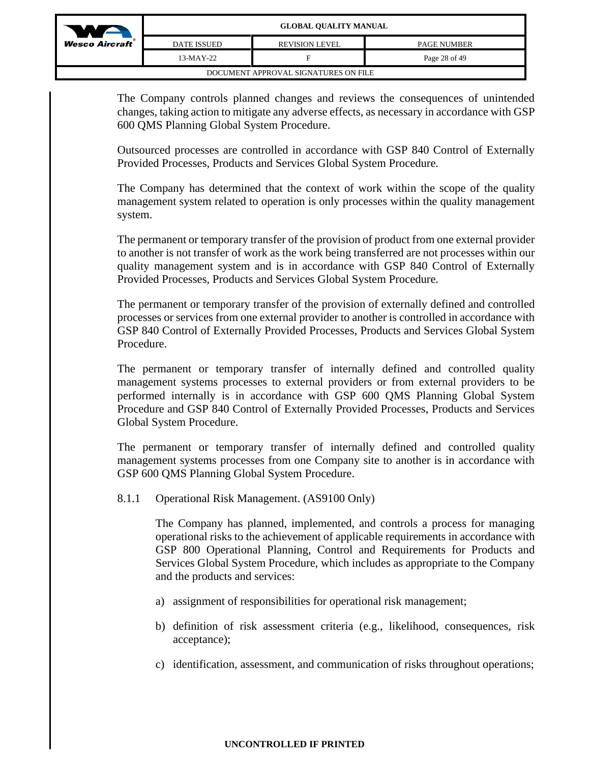The Company controls planned changes and reviews the consequences of unintended changes, taking action to mitigate any adverse effects, as necessary in accordance with GSP 600 QMS Planning Global System Procedure.

Outsourced processes are controlled in accordance with GSP 840 Control of Externally Provided Processes, Products and Services Global System Procedure.

The Company has determined that the context of work within the scope of the quality management system related to operation is only processes within the quality management system.

The permanent or temporary transfer of the provision of product from one external provider to another is not transfer of work as the work being transferred are not processes within our quality management system and is in accordance with GSP 840 Control of Externally Provided Processes, Products and Services Global System Procedure.

The permanent or temporary transfer of the provision of externally defined and controlled processes or services from one external provider to another is controlled in accordance with GSP 840 Control of Externally Provided Processes, Products and Services Global System Procedure.

The permanent or temporary transfer of internally defined and controlled quality management systems processes to external providers or from external providers to be performed internally is in accordance with GSP 600 QMS Planning Global System Procedure and GSP 840 Control of Externally Provided Processes, Products and Services Global System Procedure.

The permanent or temporary transfer of internally defined and controlled quality management systems processes from one Company site to another is in accordance with GSP 600 QMS Planning Global System Procedure.

### 8.1.1 Operational Risk Management. (AS9100 Only)

The Company has planned, implemented, and controls a process for managing operational risks to the achievement of applicable requirements in accordance with GSP 800 Operational Planning, Control and Requirements for Products and Services Global System Procedure, which includes as appropriate to the Company and the products and services:

a) assignment of responsibilities for operational risk management;

b) definition of risk assessment criteria (e.g., likelihood, consequences, risk acceptance);

c) identification, assessment, and communication of risks throughout operations;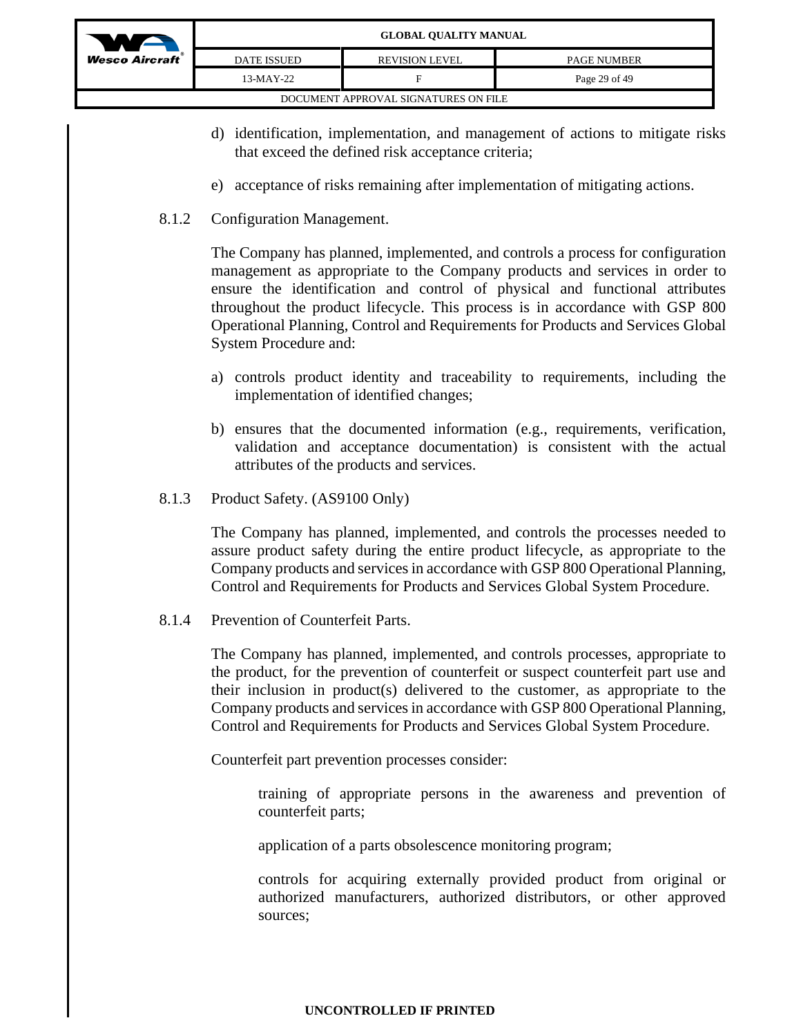d) identification, implementation, and management of actions to mitigate risks that exceed the defined risk acceptance criteria;

e) acceptance of risks remaining after implementation of mitigating actions.

8.1.2 Configuration Management.

The Company has planned, implemented, and controls a process for configuration management as appropriate to the Company products and services in order to ensure the identification and control of physical and functional attributes throughout the product lifecycle. This process is in accordance with GSP 800 Operational Planning, Control and Requirements for Products and Services Global System Procedure and:

a) controls product identity and traceability to requirements, including the implementation of identified changes;

b) ensures that the documented information (e.g., requirements, verification, validation and acceptance documentation) is consistent with the actual attributes of the products and services.

8.1.3 Product Safety. (AS9100 Only)

The Company has planned, implemented, and controls the processes needed to assure product safety during the entire product lifecycle, as appropriate to the Company products and services in accordance with GSP 800 Operational Planning, Control and Requirements for Products and Services Global System Procedure.

8.1.4 Prevention of Counterfeit Parts.

The Company has planned, implemented, and controls processes, appropriate to the product, for the prevention of counterfeit or suspect counterfeit part use and their inclusion in product(s) delivered to the customer, as appropriate to the Company products and services in accordance with GSP 800 Operational Planning, Control and Requirements for Products and Services Global System Procedure.

Counterfeit part prevention processes consider:

training of appropriate persons in the awareness and prevention of counterfeit parts;

application of a parts obsolescence monitoring program;

controls for acquiring externally provided product from original or authorized manufacturers, authorized distributors, or other approved sources;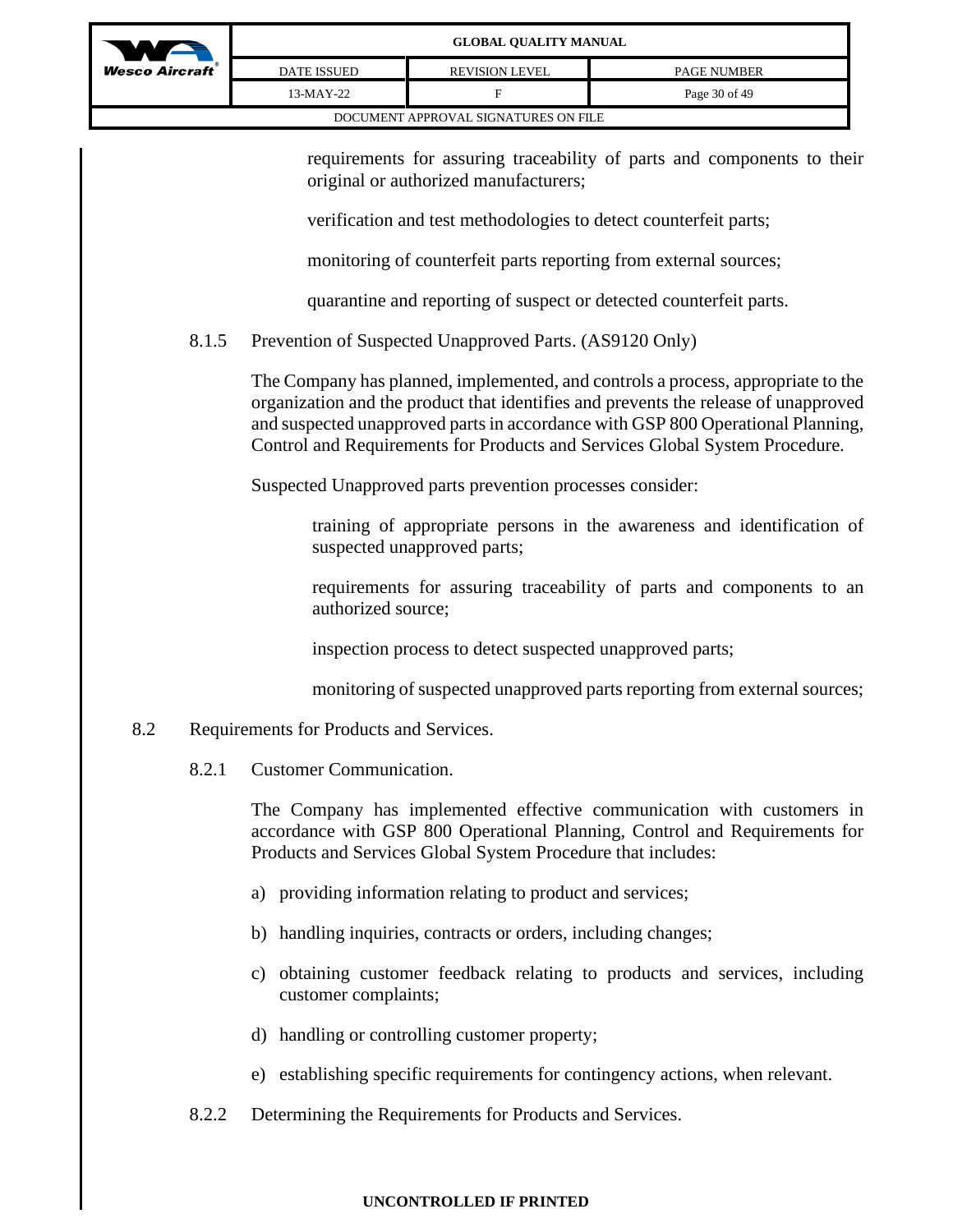requirements for assuring traceability of parts and components to their original or authorized manufacturers;

verification and test methodologies to detect counterfeit parts;

monitoring of counterfeit parts reporting from external sources;

quarantine and reporting of suspect or detected counterfeit parts.

8.1.5 Prevention of Suspected Unapproved Parts. (AS9120 Only)

The Company has planned, implemented, and controls a process, appropriate to the organization and the product that identifies and prevents the release of unapproved and suspected unapproved parts in accordance with GSP 800 Operational Planning, Control and Requirements for Products and Services Global System Procedure.

Suspected Unapproved parts prevention processes consider:

training of appropriate persons in the awareness and identification of suspected unapproved parts;

requirements for assuring traceability of parts and components to an authorized source;

inspection process to detect suspected unapproved parts;

monitoring of suspected unapproved parts reporting from external sources;

## 8.2 Requirements for Products and Services.

8.2.1 Customer Communication.

The Company has implemented effective communication with customers in accordance with GSP 800 Operational Planning, Control and Requirements for Products and Services Global System Procedure that includes:

a) providing information relating to product and services;

b) handling inquiries, contracts or orders, including changes;

c) obtaining customer feedback relating to products and services, including customer complaints;

d) handling or controlling customer property;

e) establishing specific requirements for contingency actions, when relevant.

8.2.2 Determining the Requirements for Products and Services.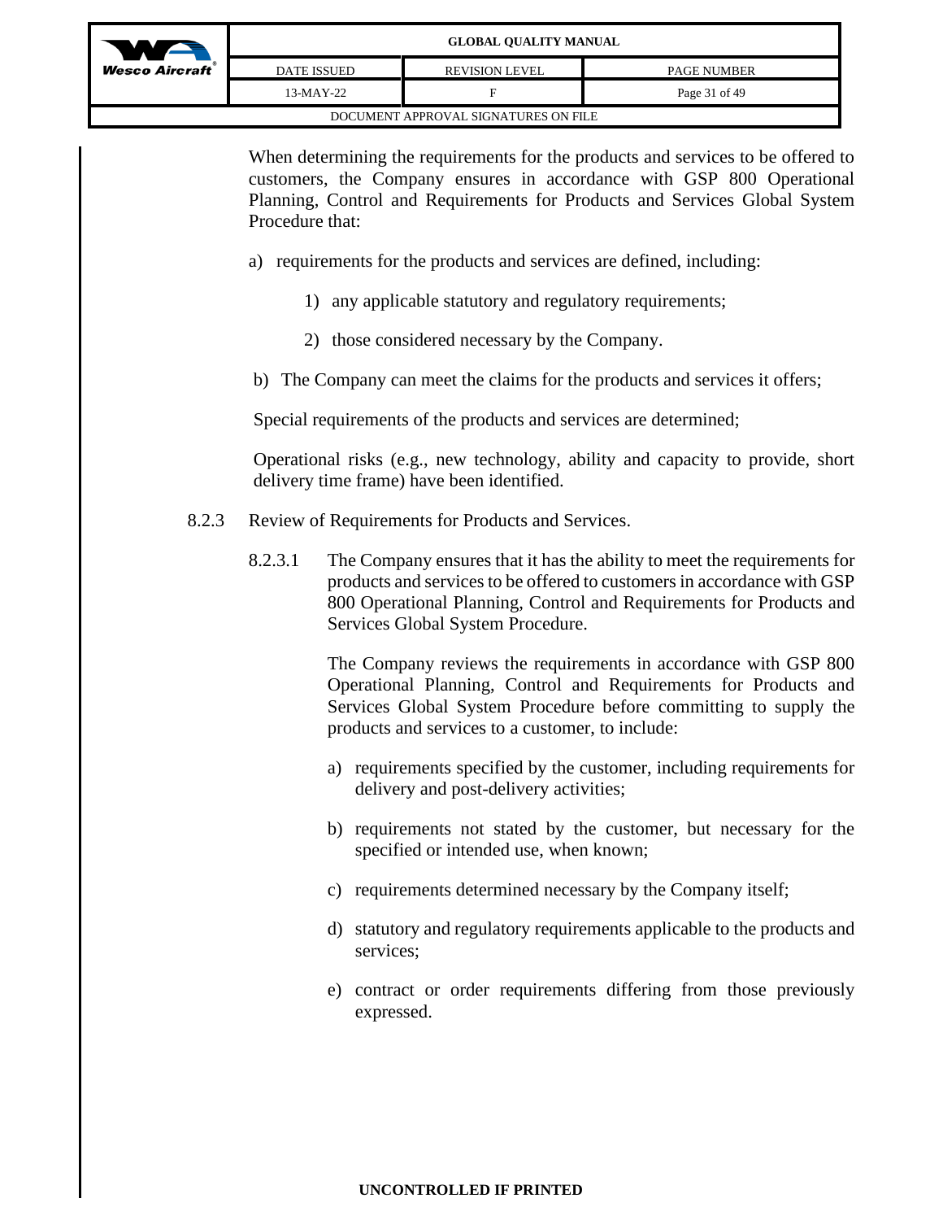When determining the requirements for the products and services to be offered to customers, the Company ensures in accordance with GSP 800 Operational Planning, Control and Requirements for Products and Services Global System Procedure that:

a) requirements for the products and services are defined, including:

   1) any applicable statutory and regulatory requirements;

   2) those considered necessary by the Company.

b) The Company can meet the claims for the products and services it offers;

Special requirements of the products and services are determined;

Operational risks (e.g., new technology, ability and capacity to provide, short delivery time frame) have been identified.

8.2.3 Review of Requirements for Products and Services.

8.2.3.1 The Company ensures that it has the ability to meet the requirements for products and services to be offered to customers in accordance with GSP 800 Operational Planning, Control and Requirements for Products and Services Global System Procedure.

The Company reviews the requirements in accordance with GSP 800 Operational Planning, Control and Requirements for Products and Services Global System Procedure before committing to supply the products and services to a customer, to include:

a) requirements specified by the customer, including requirements for delivery and post-delivery activities;

b) requirements not stated by the customer, but necessary for the specified or intended use, when known;

c) requirements determined necessary by the Company itself;

d) statutory and regulatory requirements applicable to the products and services;

e) contract or order requirements differing from those previously expressed.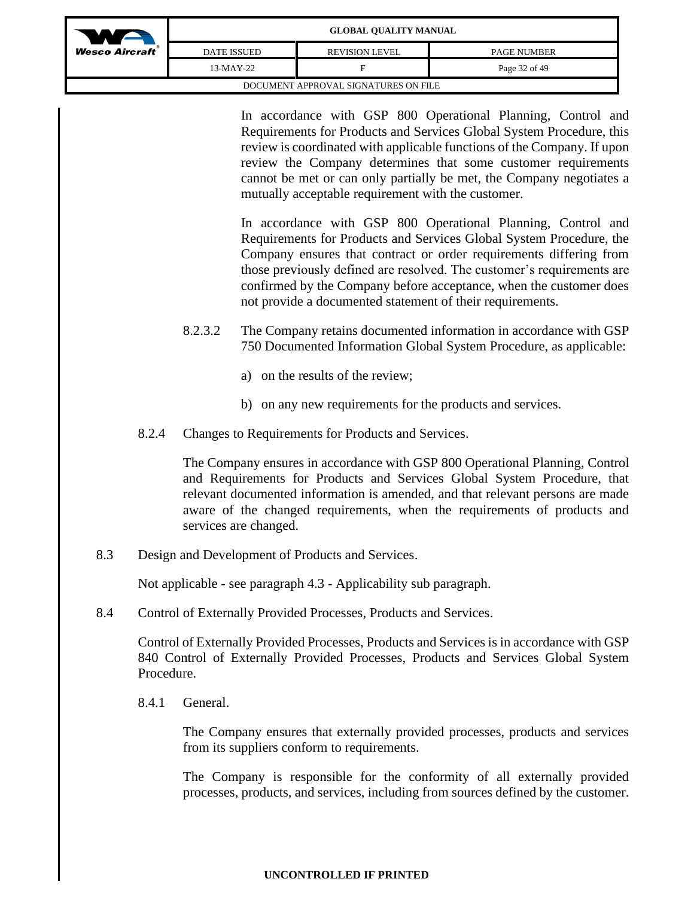In accordance with GSP 800 Operational Planning, Control and Requirements for Products and Services Global System Procedure, this review is coordinated with applicable functions of the Company. If upon review the Company determines that some customer requirements cannot be met or can only partially be met, the Company negotiates a mutually acceptable requirement with the customer.

In accordance with GSP 800 Operational Planning, Control and Requirements for Products and Services Global System Procedure, the Company ensures that contract or order requirements differing from those previously defined are resolved. The customer's requirements are confirmed by the Company before acceptance, when the customer does not provide a documented statement of their requirements.

8.2.3.2 The Company retains documented information in accordance with GSP 750 Documented Information Global System Procedure, as applicable:

a) on the results of the review;

b) on any new requirements for the products and services.

8.2.4 Changes to Requirements for Products and Services.

The Company ensures in accordance with GSP 800 Operational Planning, Control and Requirements for Products and Services Global System Procedure, that relevant documented information is amended, and that relevant persons are made aware of the changed requirements, when the requirements of products and services are changed.

8.3 Design and Development of Products and Services.

Not applicable - see paragraph 4.3 - Applicability sub paragraph.

8.4 Control of Externally Provided Processes, Products and Services.

Control of Externally Provided Processes, Products and Services is in accordance with GSP 840 Control of Externally Provided Processes, Products and Services Global System Procedure.

8.4.1 General.

The Company ensures that externally provided processes, products and services from its suppliers conform to requirements.

The Company is responsible for the conformity of all externally provided processes, products, and services, including from sources defined by the customer.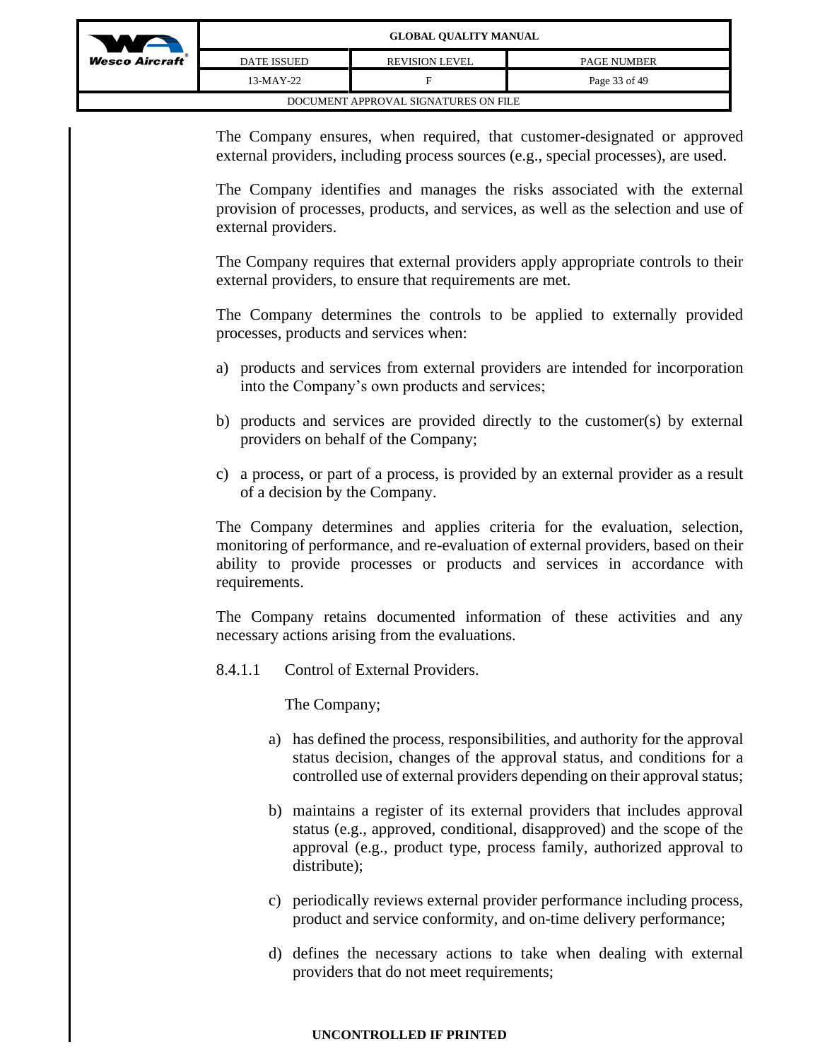The Company ensures, when required, that customer-designated or approved external providers, including process sources (e.g., special processes), are used.

The Company identifies and manages the risks associated with the external provision of processes, products, and services, as well as the selection and use of external providers.

The Company requires that external providers apply appropriate controls to their external providers, to ensure that requirements are met.

The Company determines the controls to be applied to externally provided processes, products and services when:

a) products and services from external providers are intended for incorporation into the Company's own products and services;

b) products and services are provided directly to the customer(s) by external providers on behalf of the Company;

c) a process, or part of a process, is provided by an external provider as a result of a decision by the Company.

The Company determines and applies criteria for the evaluation, selection, monitoring of performance, and re-evaluation of external providers, based on their ability to provide processes or products and services in accordance with requirements.

The Company retains documented information of these activities and any necessary actions arising from the evaluations.

8.4.1.1 Control of External Providers.

The Company;

a) has defined the process, responsibilities, and authority for the approval status decision, changes of the approval status, and conditions for a controlled use of external providers depending on their approval status;

b) maintains a register of its external providers that includes approval status (e.g., approved, conditional, disapproved) and the scope of the approval (e.g., product type, process family, authorized approval to distribute);

c) periodically reviews external provider performance including process, product and service conformity, and on-time delivery performance;

d) defines the necessary actions to take when dealing with external providers that do not meet requirements;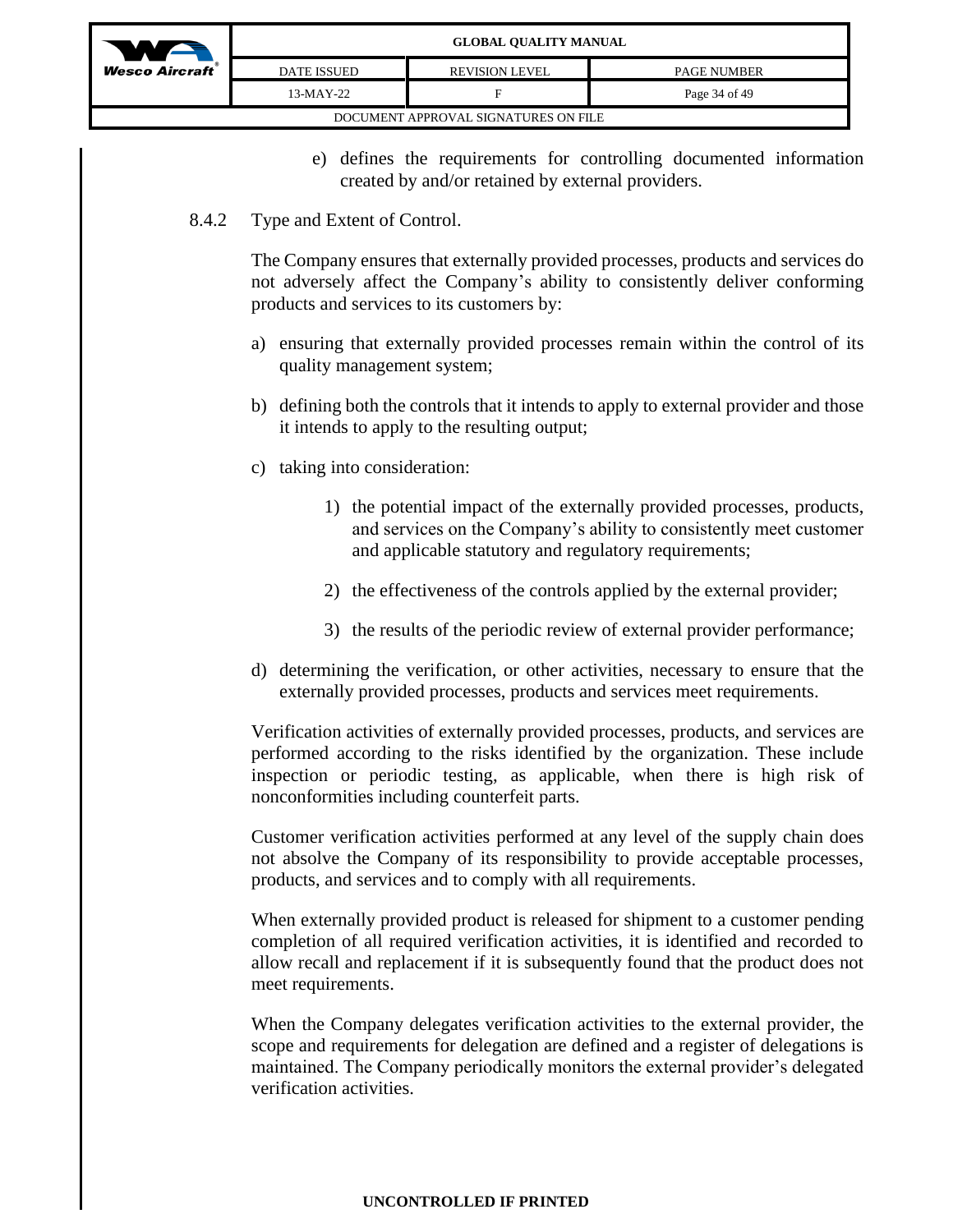e) defines the requirements for controlling documented information created by and/or retained by external providers.

8.4.2 Type and Extent of Control.

The Company ensures that externally provided processes, products and services do not adversely affect the Company's ability to consistently deliver conforming products and services to its customers by:

a) ensuring that externally provided processes remain within the control of its quality management system;

b) defining both the controls that it intends to apply to external provider and those it intends to apply to the resulting output;

c) taking into consideration:

   1) the potential impact of the externally provided processes, products, and services on the Company's ability to consistently meet customer and applicable statutory and regulatory requirements;

   2) the effectiveness of the controls applied by the external provider;

   3) the results of the periodic review of external provider performance;

d) determining the verification, or other activities, necessary to ensure that the externally provided processes, products and services meet requirements.

Verification activities of externally provided processes, products, and services are performed according to the risks identified by the organization. These include inspection or periodic testing, as applicable, when there is high risk of nonconformities including counterfeit parts.

Customer verification activities performed at any level of the supply chain does not absolve the Company of its responsibility to provide acceptable processes, products, and services and to comply with all requirements.

When externally provided product is released for shipment to a customer pending completion of all required verification activities, it is identified and recorded to allow recall and replacement if it is subsequently found that the product does not meet requirements.

When the Company delegates verification activities to the external provider, the scope and requirements for delegation are defined and a register of delegations is maintained. The Company periodically monitors the external provider's delegated verification activities.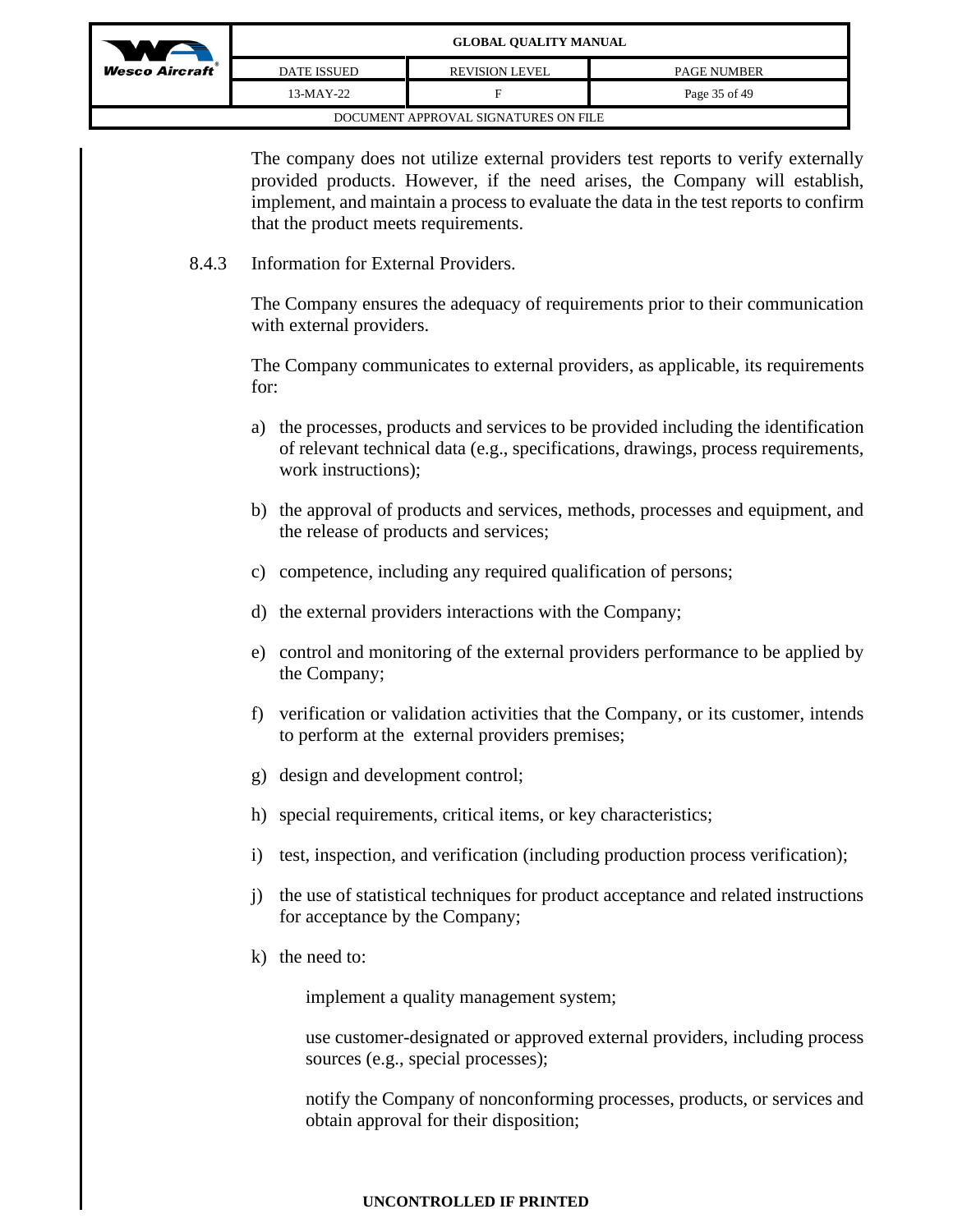The company does not utilize external providers test reports to verify externally provided products. However, if the need arises, the Company will establish, implement, and maintain a process to evaluate the data in the test reports to confirm that the product meets requirements.

8.4.3 Information for External Providers.

The Company ensures the adequacy of requirements prior to their communication with external providers.

The Company communicates to external providers, as applicable, its requirements for:

a) the processes, products and services to be provided including the identification of relevant technical data (e.g., specifications, drawings, process requirements, work instructions);

b) the approval of products and services, methods, processes and equipment, and the release of products and services;

c) competence, including any required qualification of persons;

d) the external providers interactions with the Company;

e) control and monitoring of the external providers performance to be applied by the Company;

f) verification or validation activities that the Company, or its customer, intends to perform at the external providers premises;

g) design and development control;

h) special requirements, critical items, or key characteristics;

i) test, inspection, and verification (including production process verification);

j) the use of statistical techniques for product acceptance and related instructions for acceptance by the Company;

k) the need to:

implement a quality management system;

use customer-designated or approved external providers, including process sources (e.g., special processes);

notify the Company of nonconforming processes, products, or services and obtain approval for their disposition;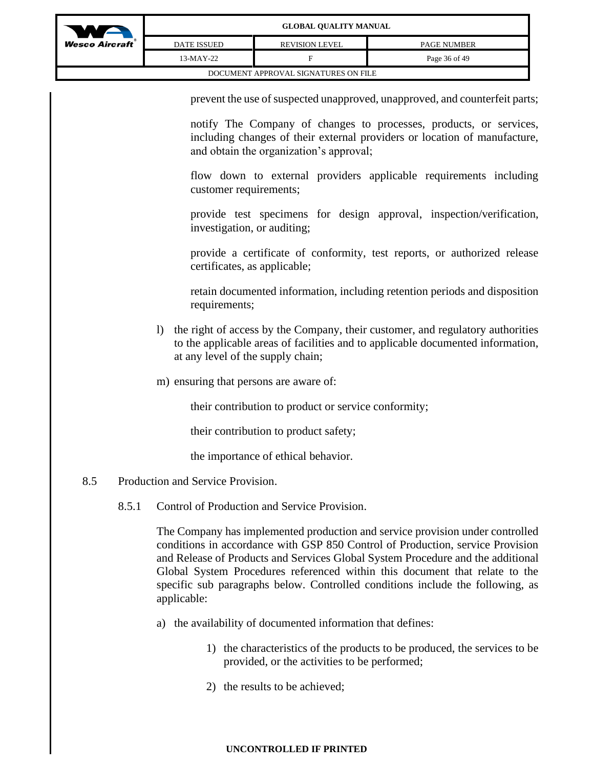prevent the use of suspected unapproved, unapproved, and counterfeit parts;

notify The Company of changes to processes, products, or services, including changes of their external providers or location of manufacture, and obtain the organization's approval;

flow down to external providers applicable requirements including customer requirements;

provide test specimens for design approval, inspection/verification, investigation, or auditing;

provide a certificate of conformity, test reports, or authorized release certificates, as applicable;

retain documented information, including retention periods and disposition requirements;

l) the right of access by the Company, their customer, and regulatory authorities to the applicable areas of facilities and to applicable documented information, at any level of the supply chain;

m) ensuring that persons are aware of:

their contribution to product or service conformity;

their contribution to product safety;

the importance of ethical behavior.

## 8.5 Production and Service Provision.

### 8.5.1 Control of Production and Service Provision.

The Company has implemented production and service provision under controlled conditions in accordance with GSP 850 Control of Production, service Provision and Release of Products and Services Global System Procedure and the additional Global System Procedures referenced within this document that relate to the specific sub paragraphs below. Controlled conditions include the following, as applicable:

a) the availability of documented information that defines:

1) the characteristics of the products to be produced, the services to be provided, or the activities to be performed;

2) the results to be achieved;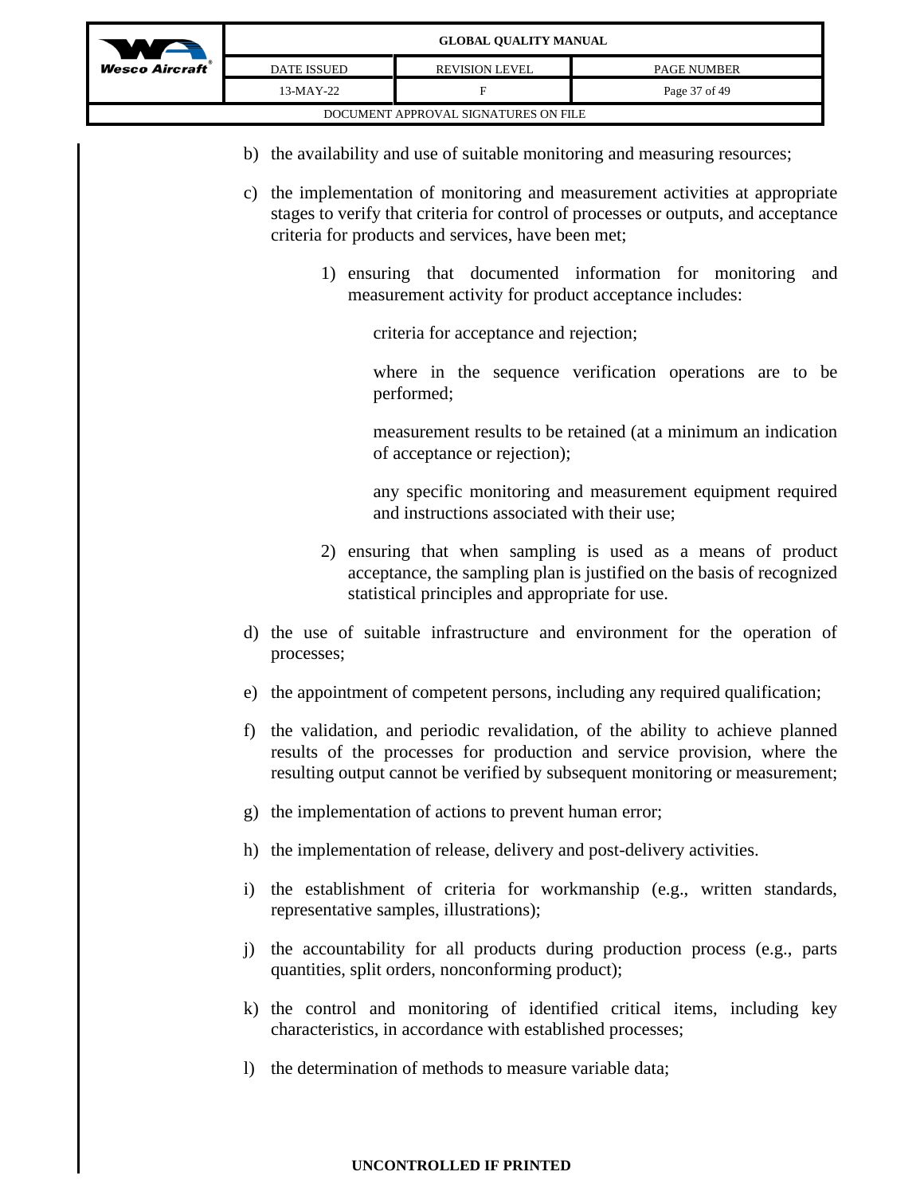b) the availability and use of suitable monitoring and measuring resources;

c) the implementation of monitoring and measurement activities at appropriate stages to verify that criteria for control of processes or outputs, and acceptance criteria for products and services, have been met;

    1) ensuring that documented information for monitoring and measurement activity for product acceptance includes:

        criteria for acceptance and rejection;

        where in the sequence verification operations are to be performed;

        measurement results to be retained (at a minimum an indication of acceptance or rejection);

        any specific monitoring and measurement equipment required and instructions associated with their use;

    2) ensuring that when sampling is used as a means of product acceptance, the sampling plan is justified on the basis of recognized statistical principles and appropriate for use.

d) the use of suitable infrastructure and environment for the operation of processes;

e) the appointment of competent persons, including any required qualification;

f) the validation, and periodic revalidation, of the ability to achieve planned results of the processes for production and service provision, where the resulting output cannot be verified by subsequent monitoring or measurement;

g) the implementation of actions to prevent human error;

h) the implementation of release, delivery and post-delivery activities.

i) the establishment of criteria for workmanship (e.g., written standards, representative samples, illustrations);

j) the accountability for all products during production process (e.g., parts quantities, split orders, nonconforming product);

k) the control and monitoring of identified critical items, including key characteristics, in accordance with established processes;

l) the determination of methods to measure variable data;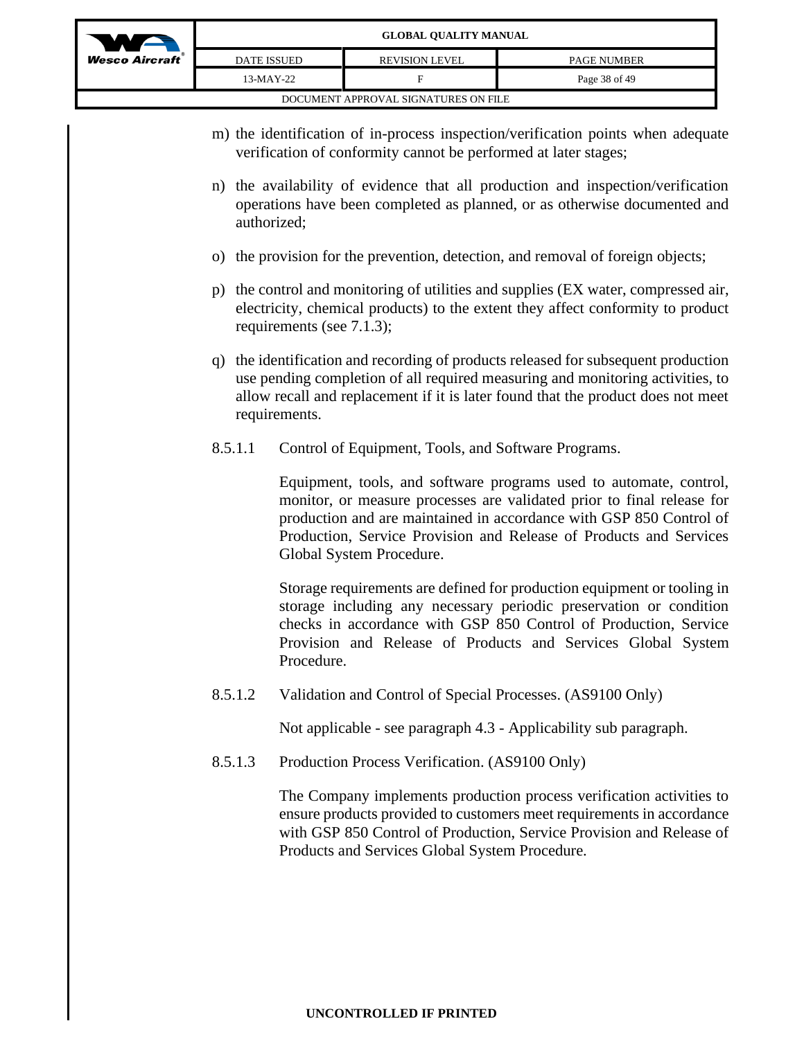m) the identification of in-process inspection/verification points when adequate verification of conformity cannot be performed at later stages;

n) the availability of evidence that all production and inspection/verification operations have been completed as planned, or as otherwise documented and authorized;

o) the provision for the prevention, detection, and removal of foreign objects;

p) the control and monitoring of utilities and supplies (EX water, compressed air, electricity, chemical products) to the extent they affect conformity to product requirements (see 7.1.3);

q) the identification and recording of products released for subsequent production use pending completion of all required measuring and monitoring activities, to allow recall and replacement if it is later found that the product does not meet requirements.

8.5.1.1 Control of Equipment, Tools, and Software Programs.

Equipment, tools, and software programs used to automate, control, monitor, or measure processes are validated prior to final release for production and are maintained in accordance with GSP 850 Control of Production, Service Provision and Release of Products and Services Global System Procedure.

Storage requirements are defined for production equipment or tooling in storage including any necessary periodic preservation or condition checks in accordance with GSP 850 Control of Production, Service Provision and Release of Products and Services Global System Procedure.

8.5.1.2 Validation and Control of Special Processes. (AS9100 Only)

Not applicable - see paragraph 4.3 - Applicability sub paragraph.

8.5.1.3 Production Process Verification. (AS9100 Only)

The Company implements production process verification activities to ensure products provided to customers meet requirements in accordance with GSP 850 Control of Production, Service Provision and Release of Products and Services Global System Procedure.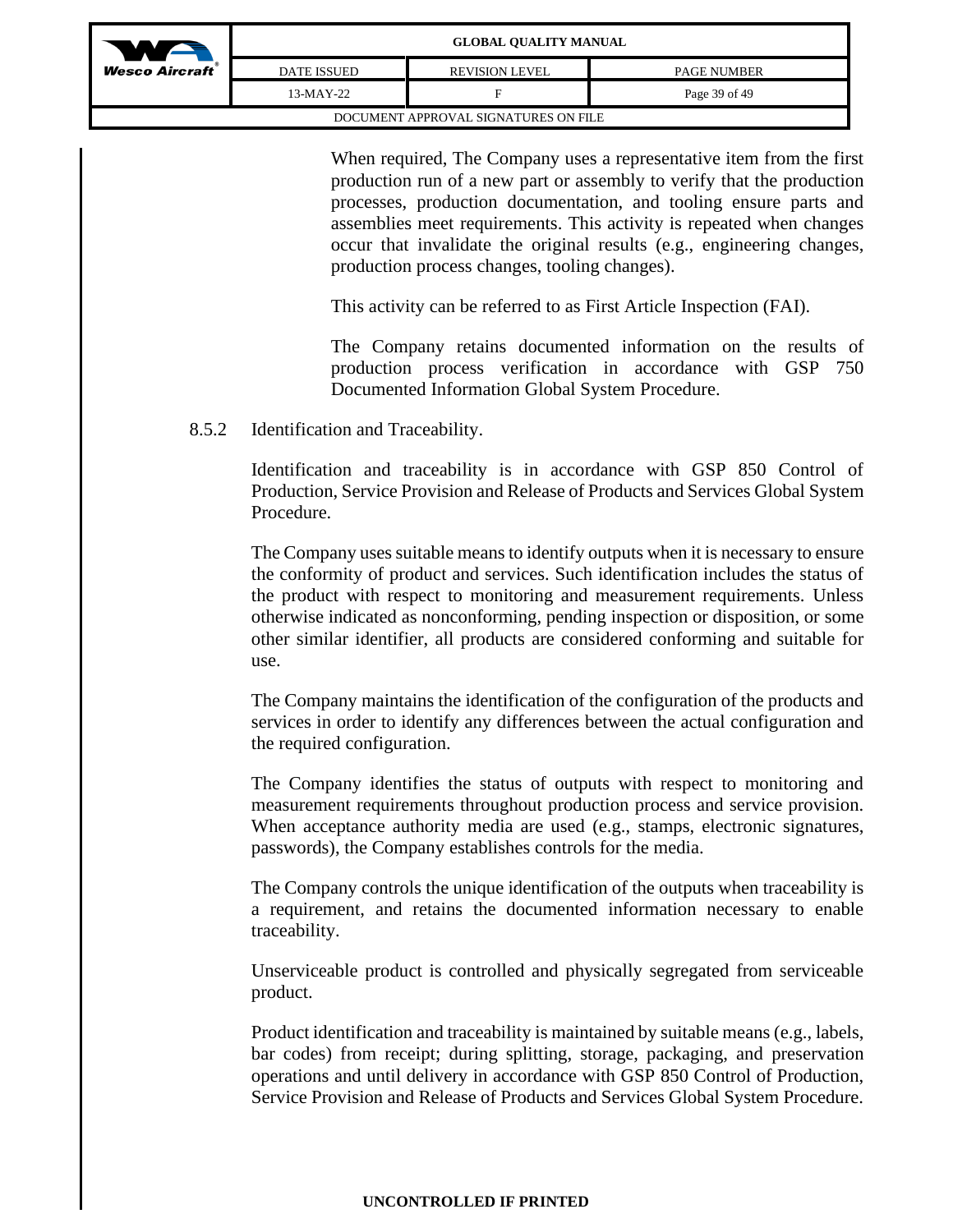When required, The Company uses a representative item from the first production run of a new part or assembly to verify that the production processes, production documentation, and tooling ensure parts and assemblies meet requirements. This activity is repeated when changes occur that invalidate the original results (e.g., engineering changes, production process changes, tooling changes).

This activity can be referred to as First Article Inspection (FAI).

The Company retains documented information on the results of production process verification in accordance with GSP 750 Documented Information Global System Procedure.

### 8.5.2 Identification and Traceability.

Identification and traceability is in accordance with GSP 850 Control of Production, Service Provision and Release of Products and Services Global System Procedure.

The Company uses suitable means to identify outputs when it is necessary to ensure the conformity of product and services. Such identification includes the status of the product with respect to monitoring and measurement requirements. Unless otherwise indicated as nonconforming, pending inspection or disposition, or some other similar identifier, all products are considered conforming and suitable for use.

The Company maintains the identification of the configuration of the products and services in order to identify any differences between the actual configuration and the required configuration.

The Company identifies the status of outputs with respect to monitoring and measurement requirements throughout production process and service provision. When acceptance authority media are used (e.g., stamps, electronic signatures, passwords), the Company establishes controls for the media.

The Company controls the unique identification of the outputs when traceability is a requirement, and retains the documented information necessary to enable traceability.

Unserviceable product is controlled and physically segregated from serviceable product.

Product identification and traceability is maintained by suitable means (e.g., labels, bar codes) from receipt; during splitting, storage, packaging, and preservation operations and until delivery in accordance with GSP 850 Control of Production, Service Provision and Release of Products and Services Global System Procedure.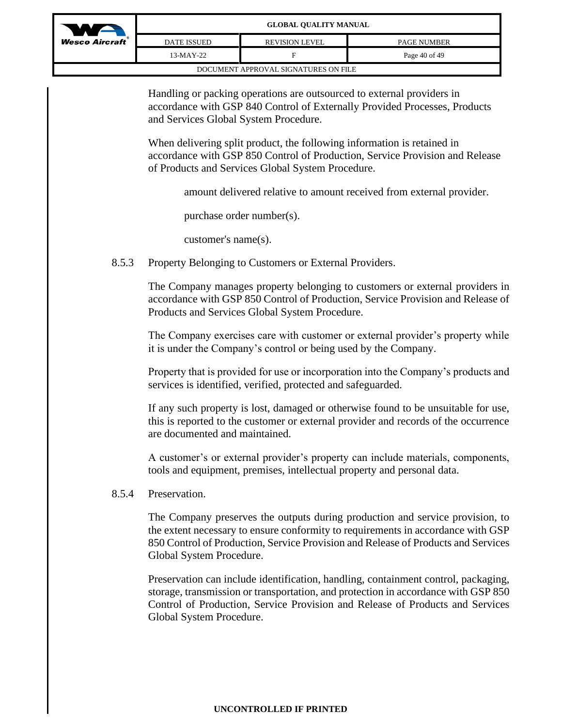Handling or packing operations are outsourced to external providers in accordance with GSP 840 Control of Externally Provided Processes, Products and Services Global System Procedure.

When delivering split product, the following information is retained in accordance with GSP 850 Control of Production, Service Provision and Release of Products and Services Global System Procedure.

- amount delivered relative to amount received from external provider.
- purchase order number(s).
- customer's name(s).

### 8.5.3 Property Belonging to Customers or External Providers.

The Company manages property belonging to customers or external providers in accordance with GSP 850 Control of Production, Service Provision and Release of Products and Services Global System Procedure.

The Company exercises care with customer or external provider's property while it is under the Company's control or being used by the Company.

Property that is provided for use or incorporation into the Company's products and services is identified, verified, protected and safeguarded.

If any such property is lost, damaged or otherwise found to be unsuitable for use, this is reported to the customer or external provider and records of the occurrence are documented and maintained.

A customer's or external provider's property can include materials, components, tools and equipment, premises, intellectual property and personal data.

### 8.5.4 Preservation.

The Company preserves the outputs during production and service provision, to the extent necessary to ensure conformity to requirements in accordance with GSP 850 Control of Production, Service Provision and Release of Products and Services Global System Procedure.

Preservation can include identification, handling, containment control, packaging, storage, transmission or transportation, and protection in accordance with GSP 850 Control of Production, Service Provision and Release of Products and Services Global System Procedure.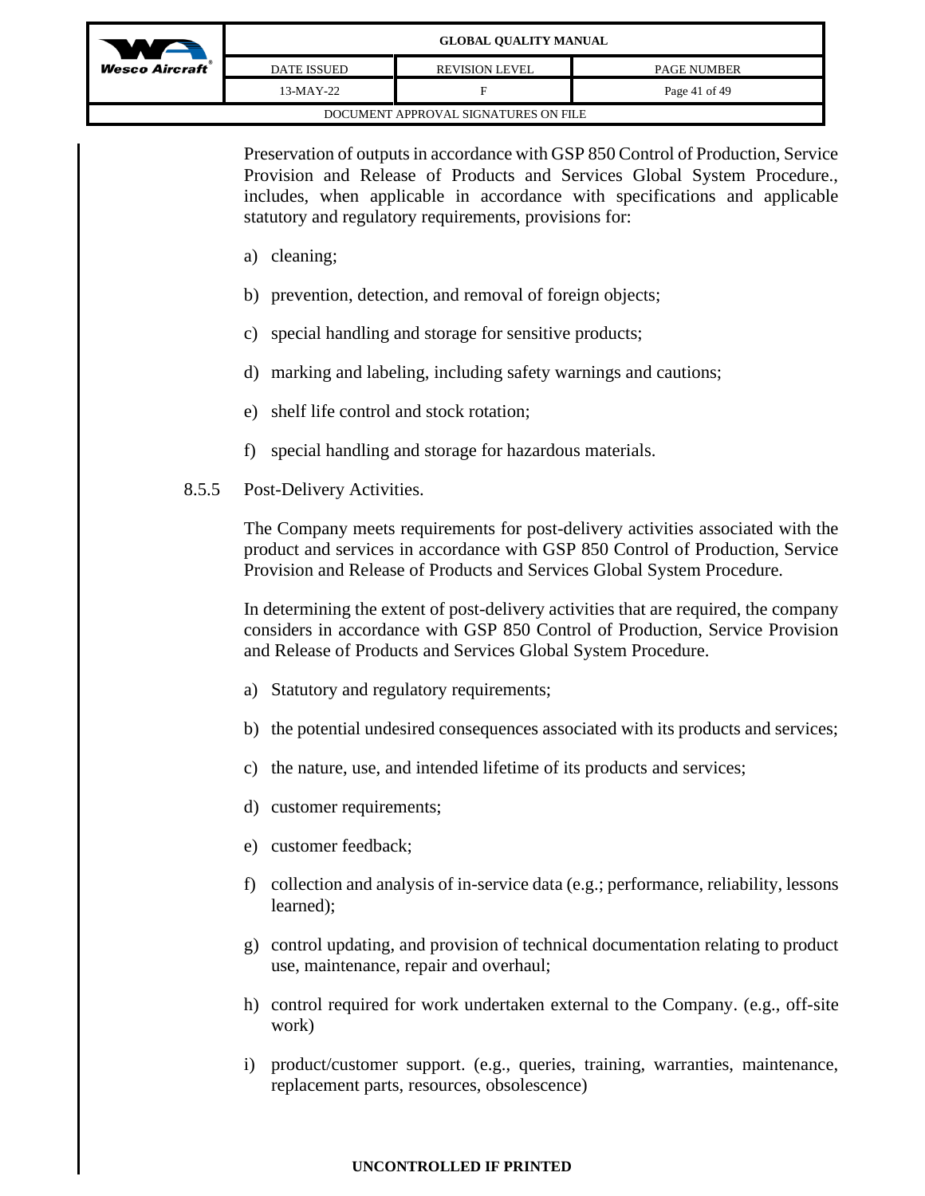Preservation of outputs in accordance with GSP 850 Control of Production, Service Provision and Release of Products and Services Global System Procedure., includes, when applicable in accordance with specifications and applicable statutory and regulatory requirements, provisions for:

a) cleaning;

b) prevention, detection, and removal of foreign objects;

c) special handling and storage for sensitive products;

d) marking and labeling, including safety warnings and cautions;

e) shelf life control and stock rotation;

f) special handling and storage for hazardous materials.

### 8.5.5 Post-Delivery Activities.

The Company meets requirements for post-delivery activities associated with the product and services in accordance with GSP 850 Control of Production, Service Provision and Release of Products and Services Global System Procedure.

In determining the extent of post-delivery activities that are required, the company considers in accordance with GSP 850 Control of Production, Service Provision and Release of Products and Services Global System Procedure.

a) Statutory and regulatory requirements;

b) the potential undesired consequences associated with its products and services;

c) the nature, use, and intended lifetime of its products and services;

d) customer requirements;

e) customer feedback;

f) collection and analysis of in-service data (e.g.; performance, reliability, lessons learned);

g) control updating, and provision of technical documentation relating to product use, maintenance, repair and overhaul;

h) control required for work undertaken external to the Company. (e.g., off-site work)

i) product/customer support. (e.g., queries, training, warranties, maintenance, replacement parts, resources, obsolescence)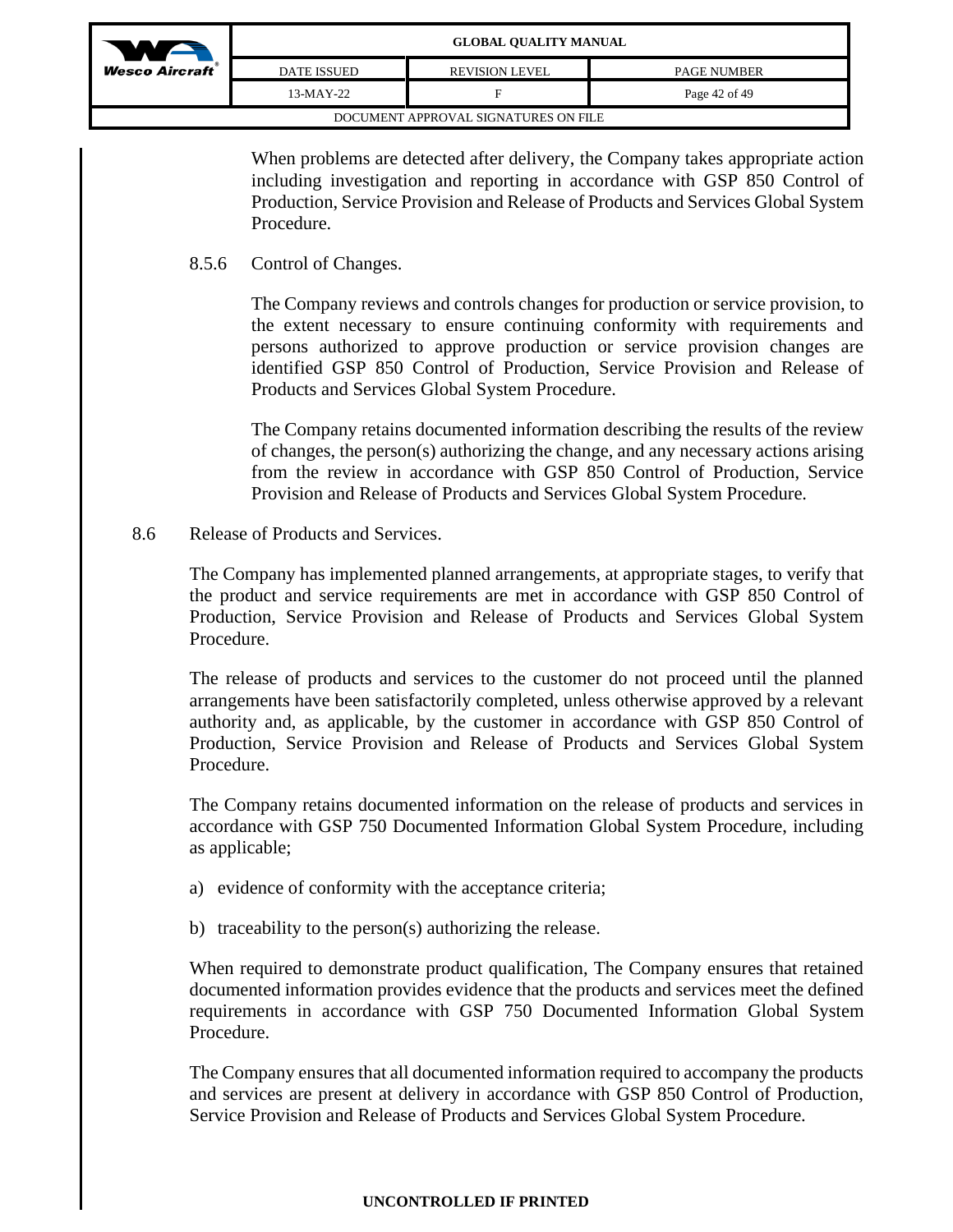When problems are detected after delivery, the Company takes appropriate action including investigation and reporting in accordance with GSP 850 Control of Production, Service Provision and Release of Products and Services Global System Procedure.

8.5.6 Control of Changes.

The Company reviews and controls changes for production or service provision, to the extent necessary to ensure continuing conformity with requirements and persons authorized to approve production or service provision changes are identified GSP 850 Control of Production, Service Provision and Release of Products and Services Global System Procedure.

The Company retains documented information describing the results of the review of changes, the person(s) authorizing the change, and any necessary actions arising from the review in accordance with GSP 850 Control of Production, Service Provision and Release of Products and Services Global System Procedure.

8.6 Release of Products and Services.

The Company has implemented planned arrangements, at appropriate stages, to verify that the product and service requirements are met in accordance with GSP 850 Control of Production, Service Provision and Release of Products and Services Global System Procedure.

The release of products and services to the customer do not proceed until the planned arrangements have been satisfactorily completed, unless otherwise approved by a relevant authority and, as applicable, by the customer in accordance with GSP 850 Control of Production, Service Provision and Release of Products and Services Global System Procedure.

The Company retains documented information on the release of products and services in accordance with GSP 750 Documented Information Global System Procedure, including as applicable;

a) evidence of conformity with the acceptance criteria;

b) traceability to the person(s) authorizing the release.

When required to demonstrate product qualification, The Company ensures that retained documented information provides evidence that the products and services meet the defined requirements in accordance with GSP 750 Documented Information Global System Procedure.

The Company ensures that all documented information required to accompany the products and services are present at delivery in accordance with GSP 850 Control of Production, Service Provision and Release of Products and Services Global System Procedure.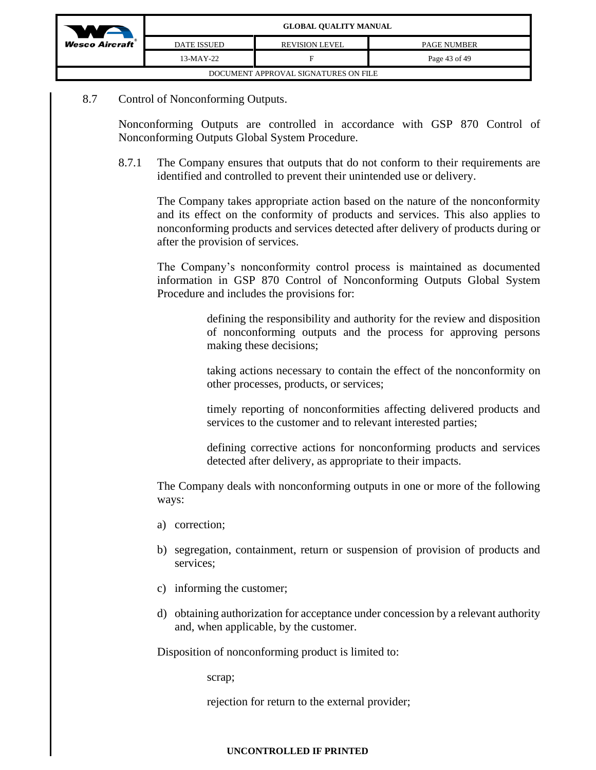## 8.7 Control of Nonconforming Outputs.

Nonconforming Outputs are controlled in accordance with GSP 870 Control of Nonconforming Outputs Global System Procedure.

8.7.1 The Company ensures that outputs that do not conform to their requirements are identified and controlled to prevent their unintended use or delivery.

The Company takes appropriate action based on the nature of the nonconformity and its effect on the conformity of products and services. This also applies to nonconforming products and services detected after delivery of products during or after the provision of services.

The Company's nonconformity control process is maintained as documented information in GSP 870 Control of Nonconforming Outputs Global System Procedure and includes the provisions for:

- defining the responsibility and authority for the review and disposition of nonconforming outputs and the process for approving persons making these decisions;
- taking actions necessary to contain the effect of the nonconformity on other processes, products, or services;
- timely reporting of nonconformities affecting delivered products and services to the customer and to relevant interested parties;
- defining corrective actions for nonconforming products and services detected after delivery, as appropriate to their impacts.

The Company deals with nonconforming outputs in one or more of the following ways:

a) correction;

b) segregation, containment, return or suspension of provision of products and services;

c) informing the customer;

d) obtaining authorization for acceptance under concession by a relevant authority and, when applicable, by the customer.

Disposition of nonconforming product is limited to:

- scrap;
- rejection for return to the external provider;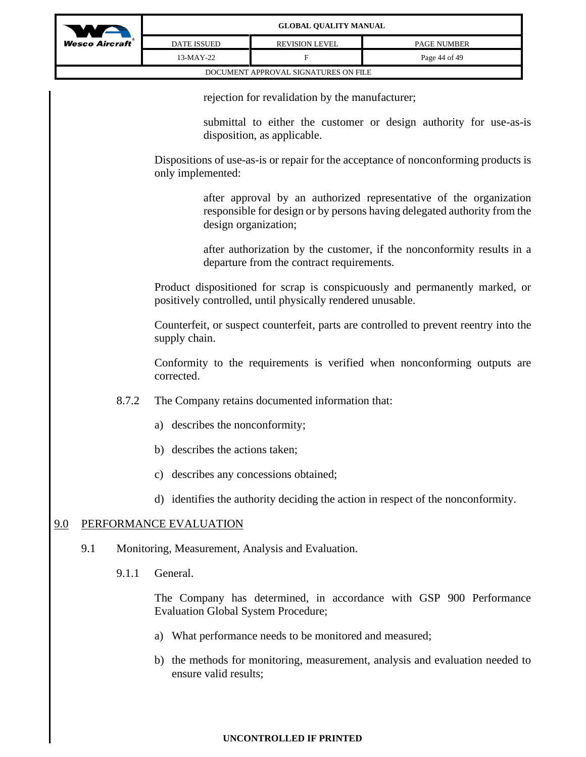rejection for revalidation by the manufacturer;

submittal to either the customer or design authority for use-as-is disposition, as applicable.

Dispositions of use-as-is or repair for the acceptance of nonconforming products is only implemented:

after approval by an authorized representative of the organization responsible for design or by persons having delegated authority from the design organization;

after authorization by the customer, if the nonconformity results in a departure from the contract requirements.

Product dispositioned for scrap is conspicuously and permanently marked, or positively controlled, until physically rendered unusable.

Counterfeit, or suspect counterfeit, parts are controlled to prevent reentry into the supply chain.

Conformity to the requirements is verified when nonconforming outputs are corrected.

8.7.2 The Company retains documented information that:

a) describes the nonconformity;

b) describes the actions taken;

c) describes any concessions obtained;

d) identifies the authority deciding the action in respect of the nonconformity.

## 9.0 PERFORMANCE EVALUATION

### 9.1 Monitoring, Measurement, Analysis and Evaluation.

9.1.1 General.

The Company has determined, in accordance with GSP 900 Performance Evaluation Global System Procedure;

a) What performance needs to be monitored and measured;

b) the methods for monitoring, measurement, analysis and evaluation needed to ensure valid results;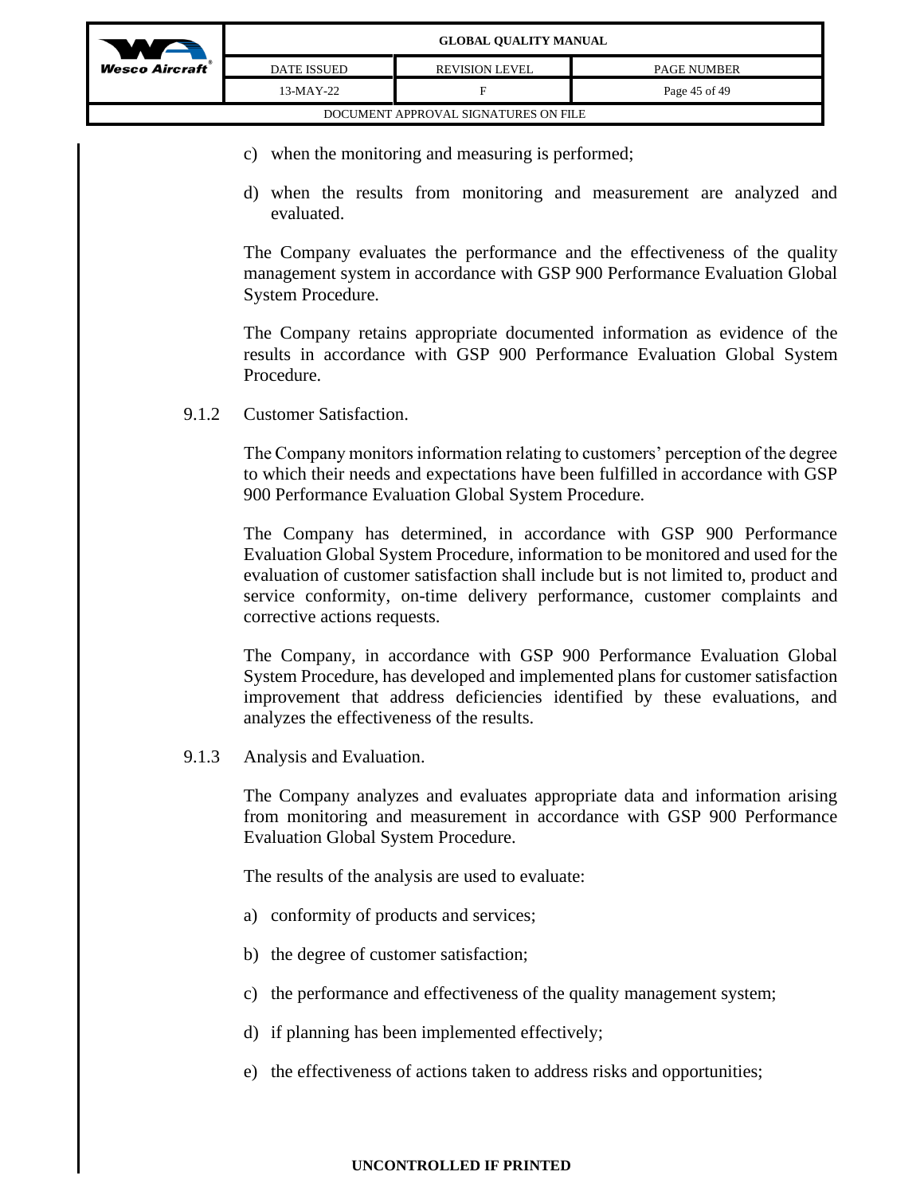c) when the monitoring and measuring is performed;

d) when the results from monitoring and measurement are analyzed and evaluated.

The Company evaluates the performance and the effectiveness of the quality management system in accordance with GSP 900 Performance Evaluation Global System Procedure.

The Company retains appropriate documented information as evidence of the results in accordance with GSP 900 Performance Evaluation Global System Procedure.

9.1.2 Customer Satisfaction.

The Company monitors information relating to customers' perception of the degree to which their needs and expectations have been fulfilled in accordance with GSP 900 Performance Evaluation Global System Procedure.

The Company has determined, in accordance with GSP 900 Performance Evaluation Global System Procedure, information to be monitored and used for the evaluation of customer satisfaction shall include but is not limited to, product and service conformity, on-time delivery performance, customer complaints and corrective actions requests.

The Company, in accordance with GSP 900 Performance Evaluation Global System Procedure, has developed and implemented plans for customer satisfaction improvement that address deficiencies identified by these evaluations, and analyzes the effectiveness of the results.

9.1.3 Analysis and Evaluation.

The Company analyzes and evaluates appropriate data and information arising from monitoring and measurement in accordance with GSP 900 Performance Evaluation Global System Procedure.

The results of the analysis are used to evaluate:

a) conformity of products and services;

b) the degree of customer satisfaction;

c) the performance and effectiveness of the quality management system;

d) if planning has been implemented effectively;

e) the effectiveness of actions taken to address risks and opportunities;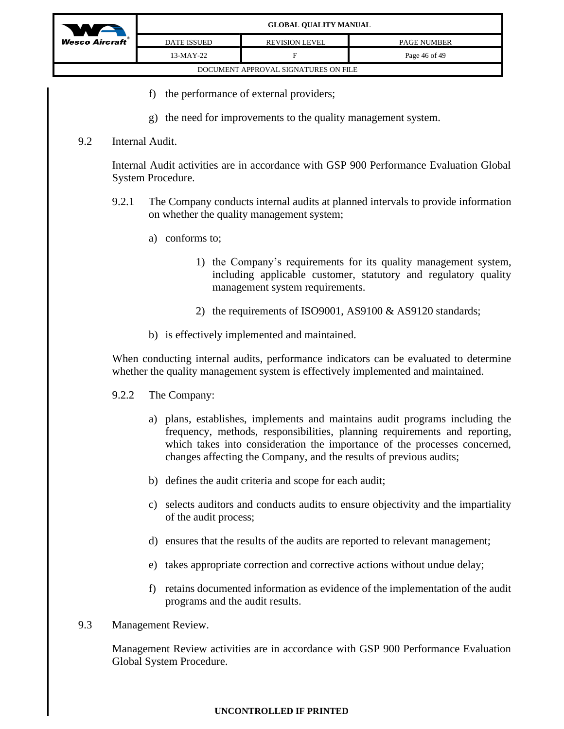f) the performance of external providers;

g) the need for improvements to the quality management system.

## 9.2 Internal Audit.

Internal Audit activities are in accordance with GSP 900 Performance Evaluation Global System Procedure.

9.2.1 The Company conducts internal audits at planned intervals to provide information on whether the quality management system;

a) conforms to;

1) the Company's requirements for its quality management system, including applicable customer, statutory and regulatory quality management system requirements.

2) the requirements of ISO9001, AS9100 & AS9120 standards;

b) is effectively implemented and maintained.

When conducting internal audits, performance indicators can be evaluated to determine whether the quality management system is effectively implemented and maintained.

9.2.2 The Company:

a) plans, establishes, implements and maintains audit programs including the frequency, methods, responsibilities, planning requirements and reporting, which takes into consideration the importance of the processes concerned, changes affecting the Company, and the results of previous audits;

b) defines the audit criteria and scope for each audit;

c) selects auditors and conducts audits to ensure objectivity and the impartiality of the audit process;

d) ensures that the results of the audits are reported to relevant management;

e) takes appropriate correction and corrective actions without undue delay;

f) retains documented information as evidence of the implementation of the audit programs and the audit results.

## 9.3 Management Review.

Management Review activities are in accordance with GSP 900 Performance Evaluation Global System Procedure.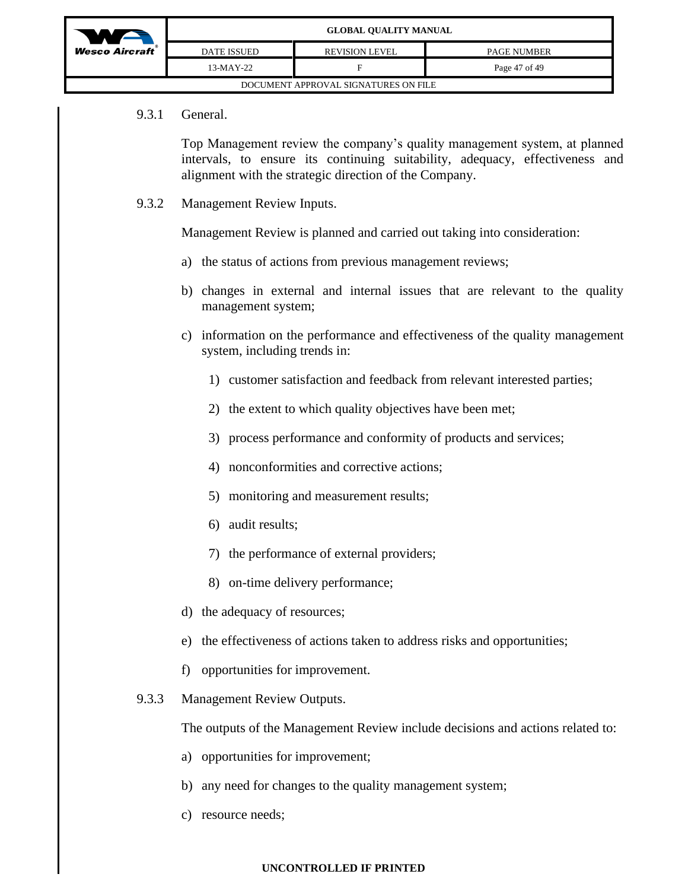### 9.3.1 General.

Top Management review the company's quality management system, at planned intervals, to ensure its continuing suitability, adequacy, effectiveness and alignment with the strategic direction of the Company.

### 9.3.2 Management Review Inputs.

Management Review is planned and carried out taking into consideration:

a) the status of actions from previous management reviews;

b) changes in external and internal issues that are relevant to the quality management system;

c) information on the performance and effectiveness of the quality management system, including trends in:

   1) customer satisfaction and feedback from relevant interested parties;

   2) the extent to which quality objectives have been met;

   3) process performance and conformity of products and services;

   4) nonconformities and corrective actions;

   5) monitoring and measurement results;

   6) audit results;

   7) the performance of external providers;

   8) on-time delivery performance;

d) the adequacy of resources;

e) the effectiveness of actions taken to address risks and opportunities;

f) opportunities for improvement.

### 9.3.3 Management Review Outputs.

The outputs of the Management Review include decisions and actions related to:

a) opportunities for improvement;

b) any need for changes to the quality management system;

c) resource needs;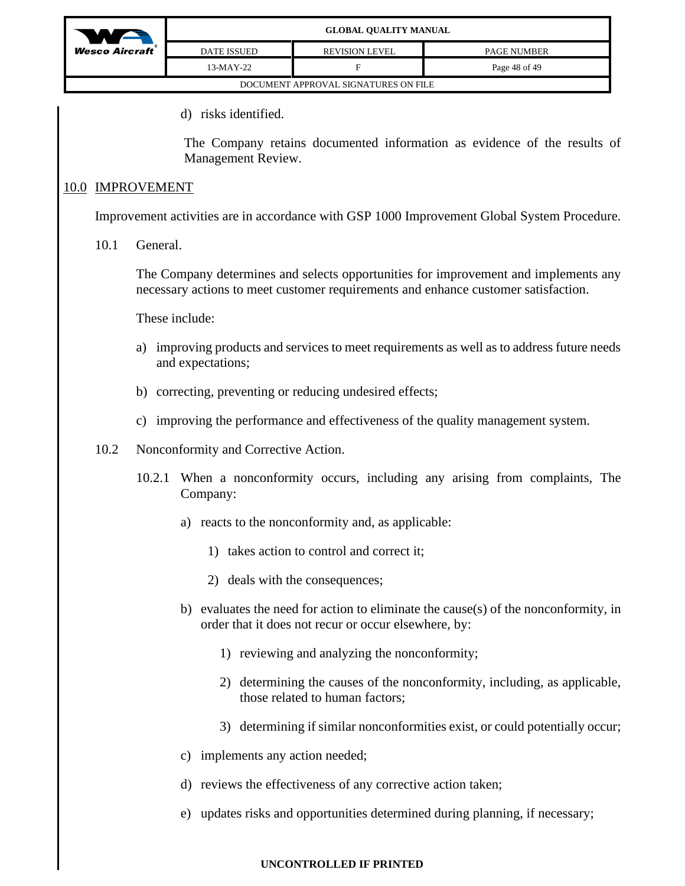d) risks identified.

The Company retains documented information as evidence of the results of Management Review.

## 10.0 IMPROVEMENT

Improvement activities are in accordance with GSP 1000 Improvement Global System Procedure.

### 10.1 General.

The Company determines and selects opportunities for improvement and implements any necessary actions to meet customer requirements and enhance customer satisfaction.

These include:

a) improving products and services to meet requirements as well as to address future needs and expectations;

b) correcting, preventing or reducing undesired effects;

c) improving the performance and effectiveness of the quality management system.

### 10.2 Nonconformity and Corrective Action.

10.2.1 When a nonconformity occurs, including any arising from complaints, The Company:

a) reacts to the nonconformity and, as applicable:

   1) takes action to control and correct it;

   2) deals with the consequences;

b) evaluates the need for action to eliminate the cause(s) of the nonconformity, in order that it does not recur or occur elsewhere, by:

   1) reviewing and analyzing the nonconformity;

   2) determining the causes of the nonconformity, including, as applicable, those related to human factors;

   3) determining if similar nonconformities exist, or could potentially occur;

c) implements any action needed;

d) reviews the effectiveness of any corrective action taken;

e) updates risks and opportunities determined during planning, if necessary;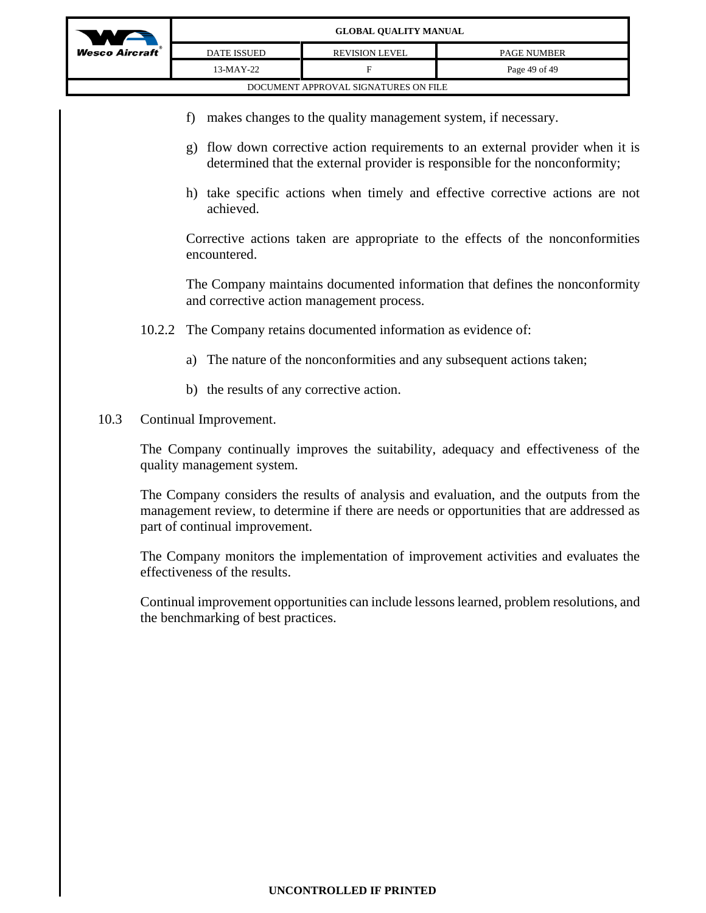f) makes changes to the quality management system, if necessary.

g) flow down corrective action requirements to an external provider when it is determined that the external provider is responsible for the nonconformity;

h) take specific actions when timely and effective corrective actions are not achieved.

Corrective actions taken are appropriate to the effects of the nonconformities encountered.

The Company maintains documented information that defines the nonconformity and corrective action management process.

10.2.2 The Company retains documented information as evidence of:

a) The nature of the nonconformities and any subsequent actions taken;

b) the results of any corrective action.

10.3 Continual Improvement.

The Company continually improves the suitability, adequacy and effectiveness of the quality management system.

The Company considers the results of analysis and evaluation, and the outputs from the management review, to determine if there are needs or opportunities that are addressed as part of continual improvement.

The Company monitors the implementation of improvement activities and evaluates the effectiveness of the results.

Continual improvement opportunities can include lessons learned, problem resolutions, and the benchmarking of best practices.